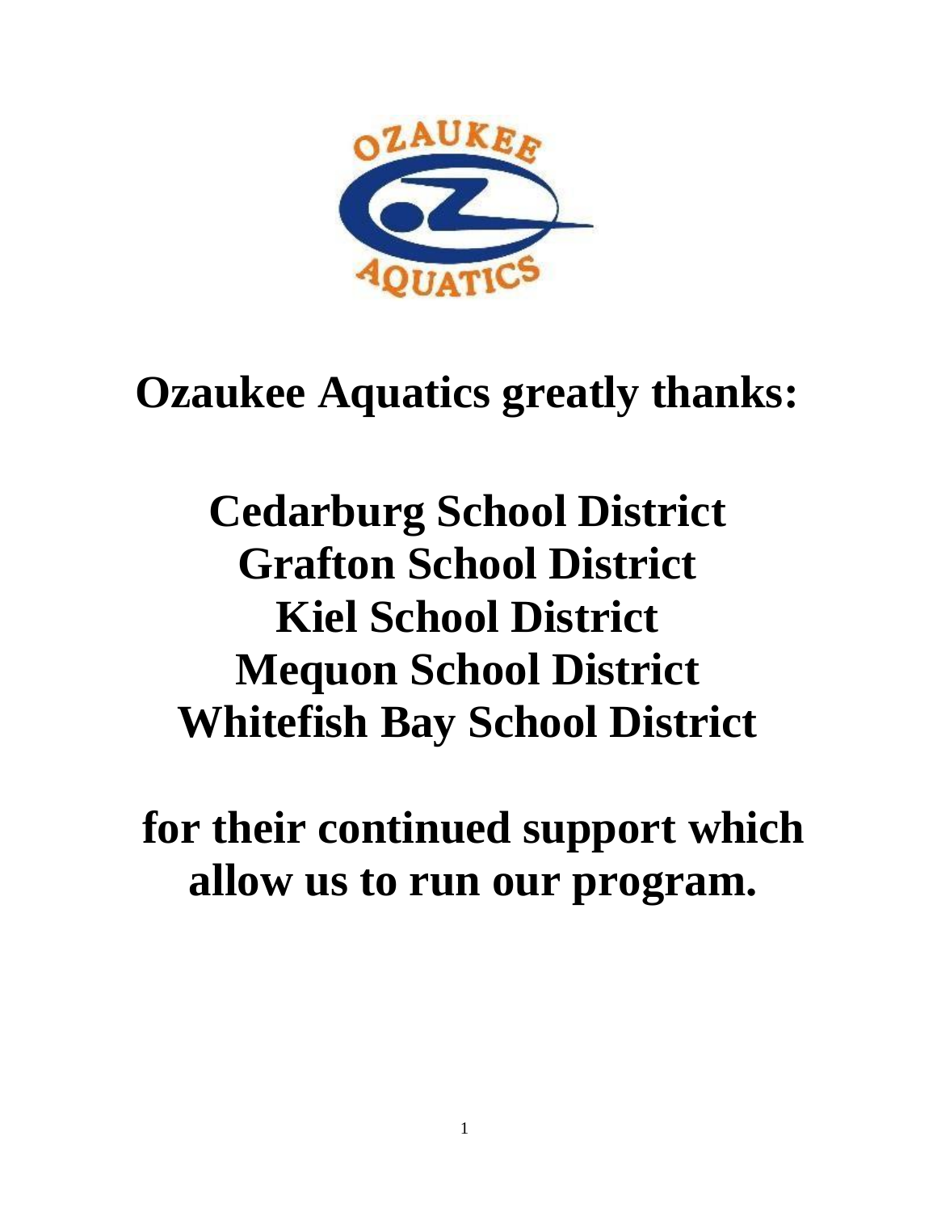# Ozaukee Aquatics greatly thanks:

# Cedarburg School District
# Grafton School District
# Kiel School District
# Mequon School District
# Whitefish Bay School District

# for their continued support which allow us to run our program.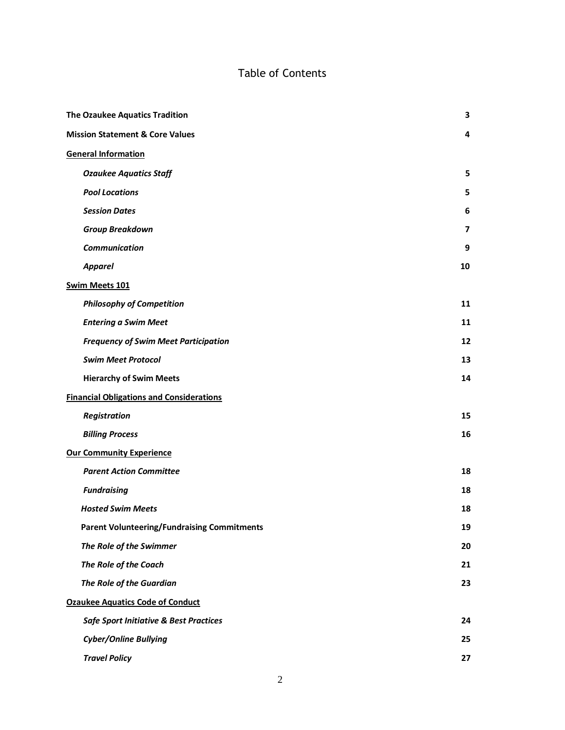# Table of Contents

| | |
|---|---|
| **The Ozaukee Aquatics Tradition** | **3** |
| **Mission Statement & Core Values** | **4** |
| **General Information** | |
| ***Ozaukee Aquatics Staff*** | **5** |
| ***Pool Locations*** | **5** |
| ***Session Dates*** | **6** |
| ***Group Breakdown*** | **7** |
| ***Communication*** | **9** |
| ***Apparel*** | **10** |
| **Swim Meets 101** | |
| ***Philosophy of Competition*** | **11** |
| ***Entering a Swim Meet*** | **11** |
| ***Frequency of Swim Meet Participation*** | **12** |
| ***Swim Meet Protocol*** | **13** |
| **Hierarchy of Swim Meets** | **14** |
| **Financial Obligations and Considerations** | |
| ***Registration*** | **15** |
| ***Billing Process*** | **16** |
| **Our Community Experience** | |
| ***Parent Action Committee*** | **18** |
| ***Fundraising*** | **18** |
| ***Hosted Swim Meets*** | **18** |
| **Parent Volunteering/Fundraising Commitments** | **19** |
| ***The Role of the Swimmer*** | **20** |
| ***The Role of the Coach*** | **21** |
| ***The Role of the Guardian*** | **23** |
| **Ozaukee Aquatics Code of Conduct** | |
| ***Safe Sport Initiative & Best Practices*** | **24** |
| ***Cyber/Online Bullying*** | **25** |
| ***Travel Policy*** | **27** |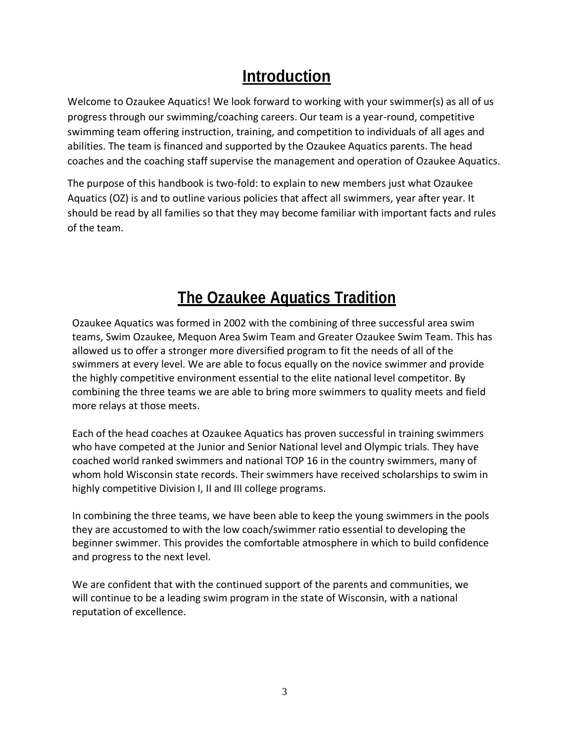# Introduction

Welcome to Ozaukee Aquatics! We look forward to working with your swimmer(s) as all of us progress through our swimming/coaching careers. Our team is a year-round, competitive swimming team offering instruction, training, and competition to individuals of all ages and abilities. The team is financed and supported by the Ozaukee Aquatics parents. The head coaches and the coaching staff supervise the management and operation of Ozaukee Aquatics.

The purpose of this handbook is two-fold: to explain to new members just what Ozaukee Aquatics (OZ) is and to outline various policies that affect all swimmers, year after year. It should be read by all families so that they may become familiar with important facts and rules of the team.

# The Ozaukee Aquatics Tradition

Ozaukee Aquatics was formed in 2002 with the combining of three successful area swim teams, Swim Ozaukee, Mequon Area Swim Team and Greater Ozaukee Swim Team. This has allowed us to offer a stronger more diversified program to fit the needs of all of the swimmers at every level. We are able to focus equally on the novice swimmer and provide the highly competitive environment essential to the elite national level competitor. By combining the three teams we are able to bring more swimmers to quality meets and field more relays at those meets.

Each of the head coaches at Ozaukee Aquatics has proven successful in training swimmers who have competed at the Junior and Senior National level and Olympic trials. They have coached world ranked swimmers and national TOP 16 in the country swimmers, many of whom hold Wisconsin state records. Their swimmers have received scholarships to swim in highly competitive Division I, II and III college programs.

In combining the three teams, we have been able to keep the young swimmers in the pools they are accustomed to with the low coach/swimmer ratio essential to developing the beginner swimmer. This provides the comfortable atmosphere in which to build confidence and progress to the next level.

We are confident that with the continued support of the parents and communities, we will continue to be a leading swim program in the state of Wisconsin, with a national reputation of excellence.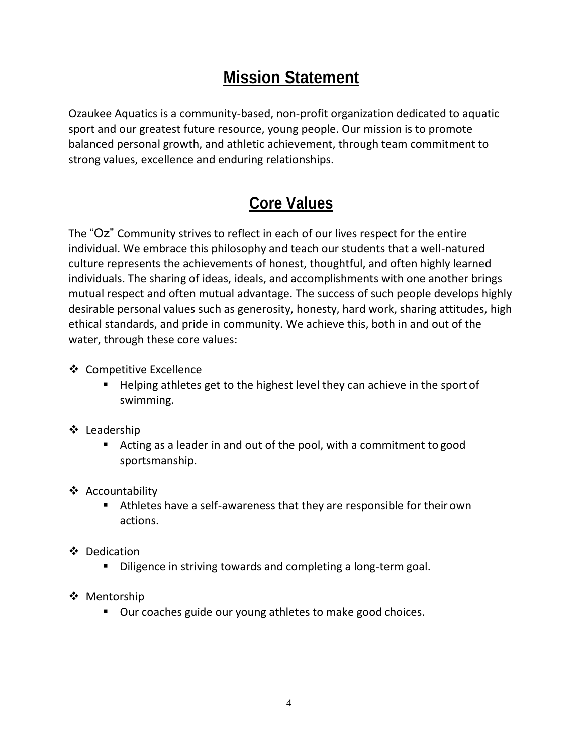# Mission Statement

Ozaukee Aquatics is a community-based, non-profit organization dedicated to aquatic sport and our greatest future resource, young people. Our mission is to promote balanced personal growth, and athletic achievement, through team commitment to strong values, excellence and enduring relationships.

# Core Values

The "Oz" Community strives to reflect in each of our lives respect for the entire individual. We embrace this philosophy and teach our students that a well-natured culture represents the achievements of honest, thoughtful, and often highly learned individuals. The sharing of ideas, ideals, and accomplishments with one another brings mutual respect and often mutual advantage. The success of such people develops highly desirable personal values such as generosity, honesty, hard work, sharing attitudes, high ethical standards, and pride in community. We achieve this, both in and out of the water, through these core values:

- Competitive Excellence
  - Helping athletes get to the highest level they can achieve in the sport of swimming.
- Leadership
  - Acting as a leader in and out of the pool, with a commitment to good sportsmanship.
- Accountability
  - Athletes have a self-awareness that they are responsible for their own actions.
- Dedication
  - Diligence in striving towards and completing a long-term goal.
- Mentorship
  - Our coaches guide our young athletes to make good choices.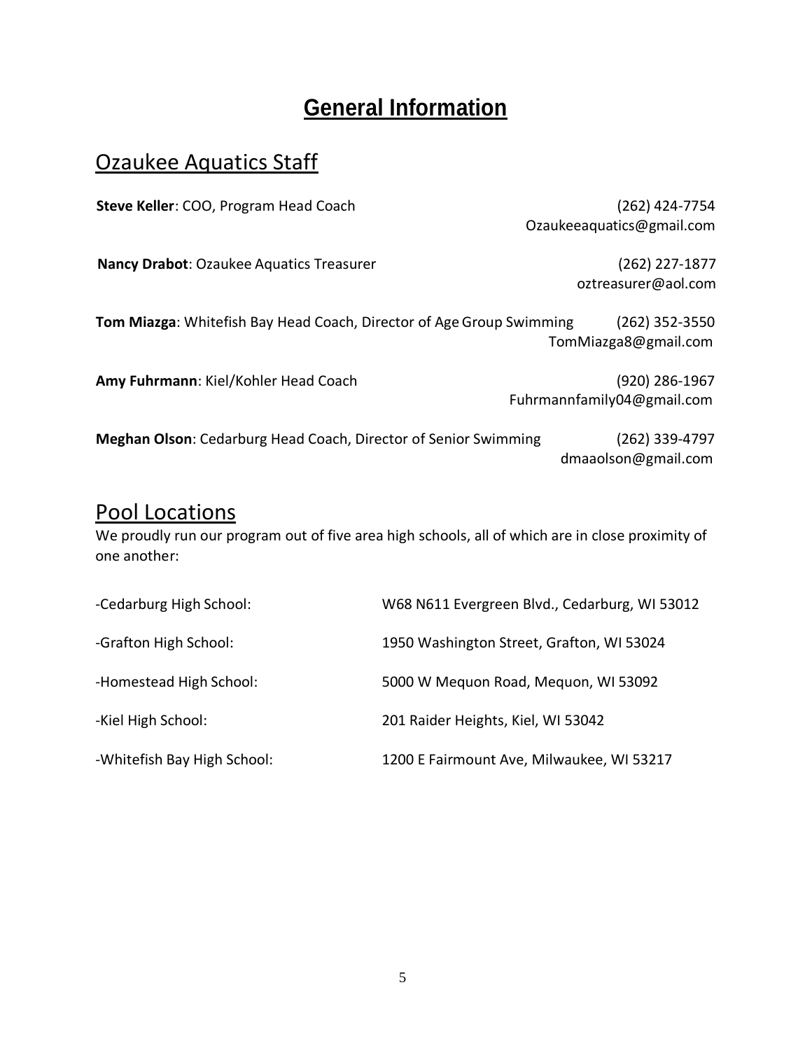# General Information

## Ozaukee Aquatics Staff

**Steve Keller**: COO, Program Head Coach
(262) 424-7754
Ozaukeeaquatics@gmail.com

**Nancy Drabot**: Ozaukee Aquatics Treasurer
(262) 227-1877
oztreasurer@aol.com

**Tom Miazga**: Whitefish Bay Head Coach, Director of Age Group Swimming
(262) 352-3550
TomMiazga8@gmail.com

**Amy Fuhrmann**: Kiel/Kohler Head Coach
(920) 286-1967
Fuhrmannfamily04@gmail.com

**Meghan Olson**: Cedarburg Head Coach, Director of Senior Swimming
(262) 339-4797
dmaaolson@gmail.com

## Pool Locations

We proudly run our program out of five area high schools, all of which are in close proximity of one another:

| School | Address |
|---|---|
| -Cedarburg High School: | W68 N611 Evergreen Blvd., Cedarburg, WI 53012 |
| -Grafton High School: | 1950 Washington Street, Grafton, WI 53024 |
| -Homestead High School: | 5000 W Mequon Road, Mequon, WI 53092 |
| -Kiel High School: | 201 Raider Heights, Kiel, WI 53042 |
| -Whitefish Bay High School: | 1200 E Fairmount Ave, Milwaukee, WI 53217 |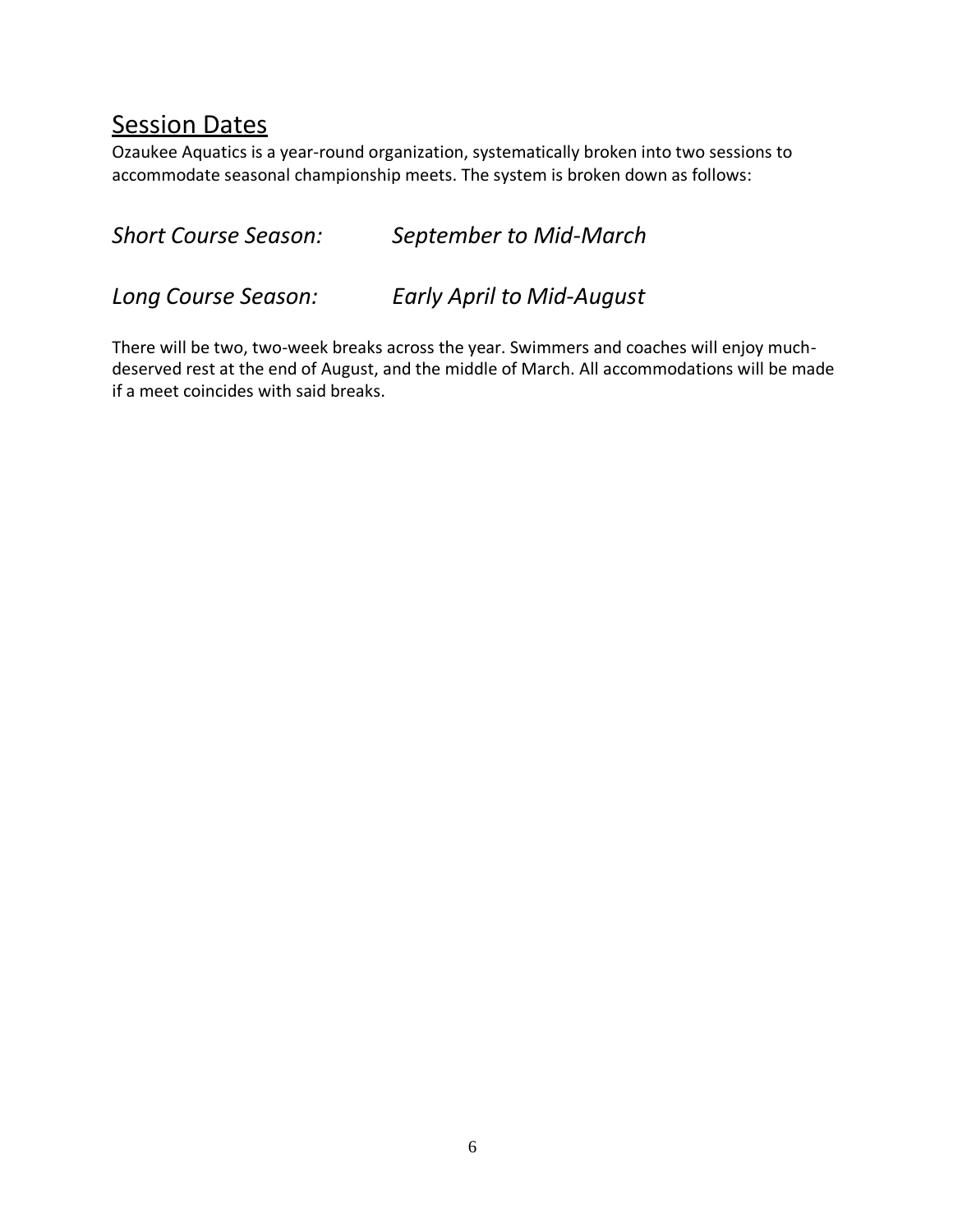## Session Dates

Ozaukee Aquatics is a year-round organization, systematically broken into two sessions to accommodate seasonal championship meets. The system is broken down as follows:

*Short Course Season: September to Mid-March*

*Long Course Season: Early April to Mid-August*

There will be two, two-week breaks across the year. Swimmers and coaches will enjoy much-deserved rest at the end of August, and the middle of March. All accommodations will be made if a meet coincides with said breaks.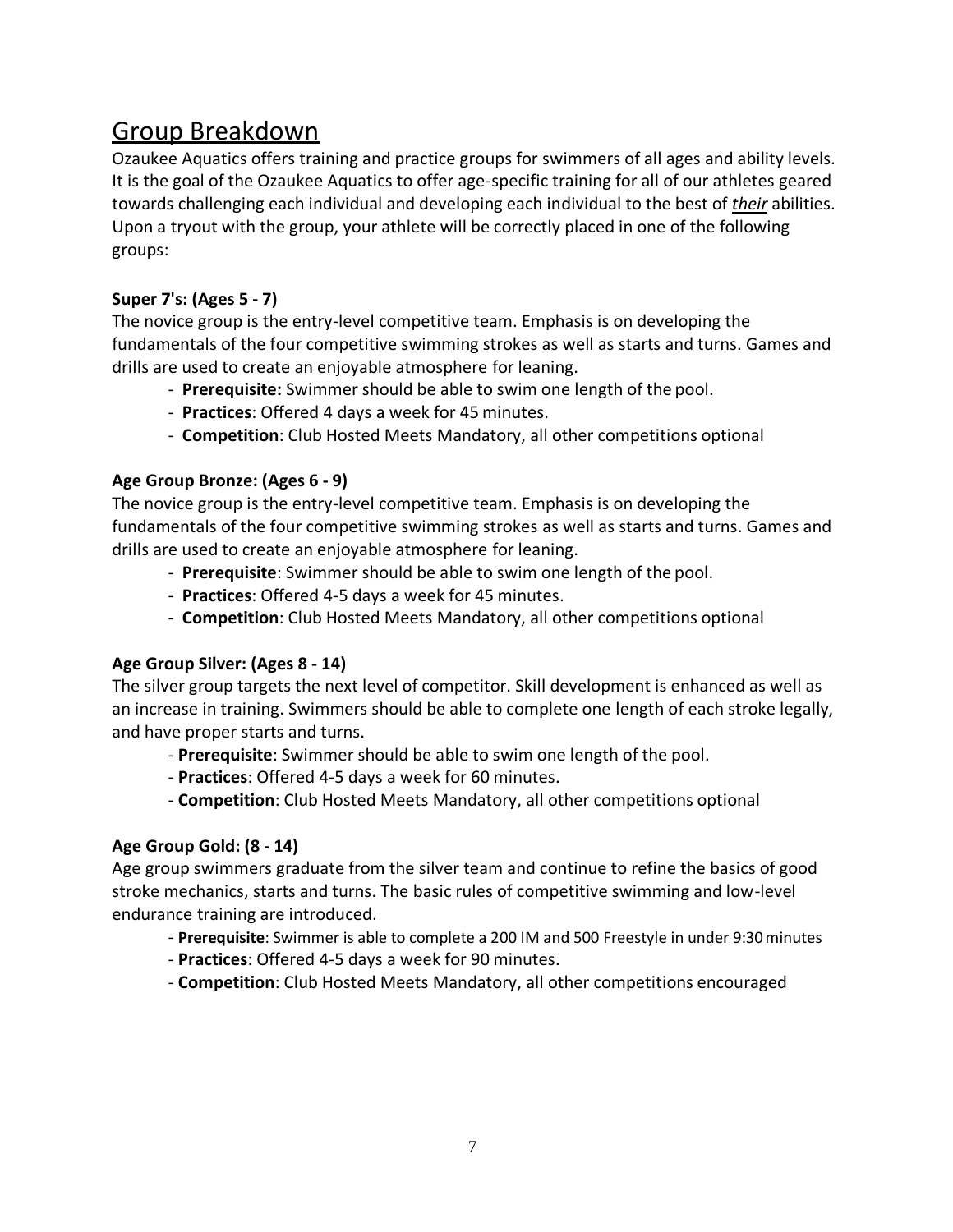## Group Breakdown

Ozaukee Aquatics offers training and practice groups for swimmers of all ages and ability levels. It is the goal of the Ozaukee Aquatics to offer age-specific training for all of our athletes geared towards challenging each individual and developing each individual to the best of ***their*** abilities. Upon a tryout with the group, your athlete will be correctly placed in one of the following groups:

**Super 7's: (Ages 5 - 7)**

The novice group is the entry-level competitive team. Emphasis is on developing the fundamentals of the four competitive swimming strokes as well as starts and turns. Games and drills are used to create an enjoyable atmosphere for leaning.

- **Prerequisite:** Swimmer should be able to swim one length of the pool.
- **Practices**: Offered 4 days a week for 45 minutes.
- **Competition**: Club Hosted Meets Mandatory, all other competitions optional

**Age Group Bronze: (Ages 6 - 9)**

The novice group is the entry-level competitive team. Emphasis is on developing the fundamentals of the four competitive swimming strokes as well as starts and turns. Games and drills are used to create an enjoyable atmosphere for leaning.

- **Prerequisite**: Swimmer should be able to swim one length of the pool.
- **Practices**: Offered 4-5 days a week for 45 minutes.
- **Competition**: Club Hosted Meets Mandatory, all other competitions optional

**Age Group Silver: (Ages 8 - 14)**

The silver group targets the next level of competitor. Skill development is enhanced as well as an increase in training. Swimmers should be able to complete one length of each stroke legally, and have proper starts and turns.

- **Prerequisite**: Swimmer should be able to swim one length of the pool.
- **Practices**: Offered 4-5 days a week for 60 minutes.
- **Competition**: Club Hosted Meets Mandatory, all other competitions optional

**Age Group Gold: (8 - 14)**

Age group swimmers graduate from the silver team and continue to refine the basics of good stroke mechanics, starts and turns. The basic rules of competitive swimming and low-level endurance training are introduced.

- **Prerequisite**: Swimmer is able to complete a 200 IM and 500 Freestyle in under 9:30 minutes
- **Practices**: Offered 4-5 days a week for 90 minutes.
- **Competition**: Club Hosted Meets Mandatory, all other competitions encouraged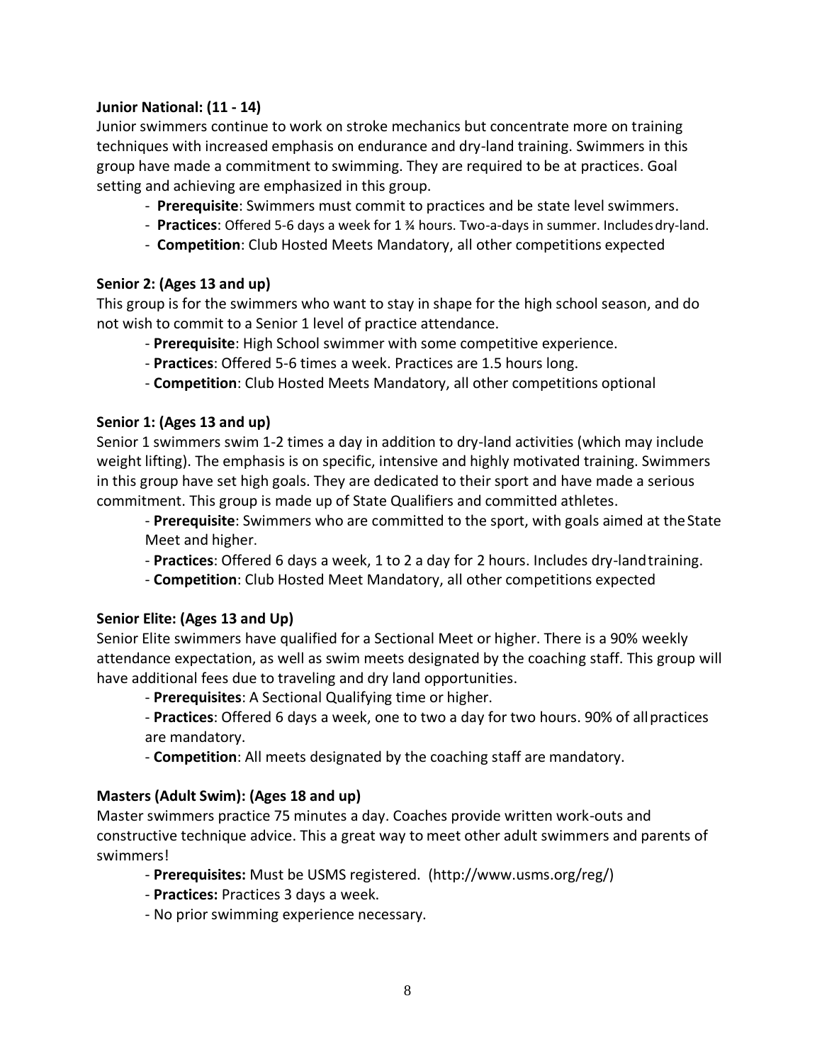**Junior National: (11 - 14)**

Junior swimmers continue to work on stroke mechanics but concentrate more on training techniques with increased emphasis on endurance and dry-land training. Swimmers in this group have made a commitment to swimming. They are required to be at practices. Goal setting and achieving are emphasized in this group.

- **Prerequisite**: Swimmers must commit to practices and be state level swimmers.
- **Practices**: Offered 5-6 days a week for 1 ¾ hours. Two-a-days in summer. Includes dry-land.
- **Competition**: Club Hosted Meets Mandatory, all other competitions expected

**Senior 2: (Ages 13 and up)**

This group is for the swimmers who want to stay in shape for the high school season, and do not wish to commit to a Senior 1 level of practice attendance.

- **Prerequisite**: High School swimmer with some competitive experience.
- **Practices**: Offered 5-6 times a week. Practices are 1.5 hours long.
- **Competition**: Club Hosted Meets Mandatory, all other competitions optional

**Senior 1: (Ages 13 and up)**

Senior 1 swimmers swim 1-2 times a day in addition to dry-land activities (which may include weight lifting). The emphasis is on specific, intensive and highly motivated training. Swimmers in this group have set high goals. They are dedicated to their sport and have made a serious commitment. This group is made up of State Qualifiers and committed athletes.

- **Prerequisite**: Swimmers who are committed to the sport, with goals aimed at the State Meet and higher.
- **Practices**: Offered 6 days a week, 1 to 2 a day for 2 hours. Includes dry-land training.
- **Competition**: Club Hosted Meet Mandatory, all other competitions expected

**Senior Elite: (Ages 13 and Up)**

Senior Elite swimmers have qualified for a Sectional Meet or higher. There is a 90% weekly attendance expectation, as well as swim meets designated by the coaching staff. This group will have additional fees due to traveling and dry land opportunities.

- **Prerequisites**: A Sectional Qualifying time or higher.
- **Practices**: Offered 6 days a week, one to two a day for two hours. 90% of all practices are mandatory.
- **Competition**: All meets designated by the coaching staff are mandatory.

**Masters (Adult Swim): (Ages 18 and up)**

Master swimmers practice 75 minutes a day. Coaches provide written work-outs and constructive technique advice. This a great way to meet other adult swimmers and parents of swimmers!

- **Prerequisites:** Must be USMS registered. (http://www.usms.org/reg/)
- **Practices:** Practices 3 days a week.
- No prior swimming experience necessary.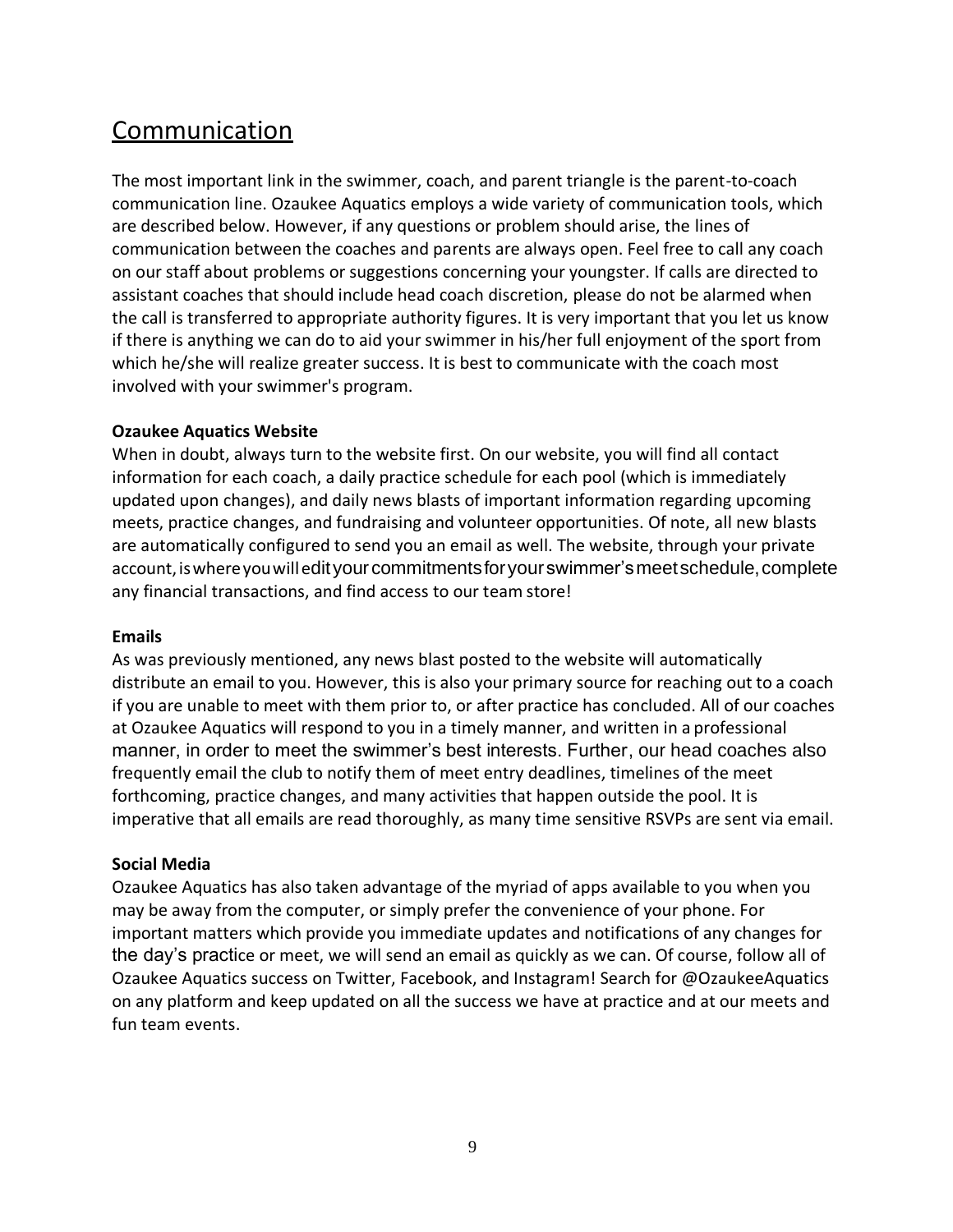# Communication

The most important link in the swimmer, coach, and parent triangle is the parent-to-coach communication line. Ozaukee Aquatics employs a wide variety of communication tools, which are described below. However, if any questions or problem should arise, the lines of communication between the coaches and parents are always open. Feel free to call any coach on our staff about problems or suggestions concerning your youngster. If calls are directed to assistant coaches that should include head coach discretion, please do not be alarmed when the call is transferred to appropriate authority figures. It is very important that you let us know if there is anything we can do to aid your swimmer in his/her full enjoyment of the sport from which he/she will realize greater success. It is best to communicate with the coach most involved with your swimmer's program.

**Ozaukee Aquatics Website**

When in doubt, always turn to the website first. On our website, you will find all contact information for each coach, a daily practice schedule for each pool (which is immediately updated upon changes), and daily news blasts of important information regarding upcoming meets, practice changes, and fundraising and volunteer opportunities. Of note, all new blasts are automatically configured to send you an email as well. The website, through your private account, is where you will edit your commitments for your swimmer's meet schedule, complete any financial transactions, and find access to our team store!

**Emails**

As was previously mentioned, any news blast posted to the website will automatically distribute an email to you. However, this is also your primary source for reaching out to a coach if you are unable to meet with them prior to, or after practice has concluded. All of our coaches at Ozaukee Aquatics will respond to you in a timely manner, and written in a professional manner, in order to meet the swimmer's best interests. Further, our head coaches also frequently email the club to notify them of meet entry deadlines, timelines of the meet forthcoming, practice changes, and many activities that happen outside the pool. It is imperative that all emails are read thoroughly, as many time sensitive RSVPs are sent via email.

**Social Media**

Ozaukee Aquatics has also taken advantage of the myriad of apps available to you when you may be away from the computer, or simply prefer the convenience of your phone. For important matters which provide you immediate updates and notifications of any changes for the day's practice or meet, we will send an email as quickly as we can. Of course, follow all of Ozaukee Aquatics success on Twitter, Facebook, and Instagram! Search for @OzaukeeAquatics on any platform and keep updated on all the success we have at practice and at our meets and fun team events.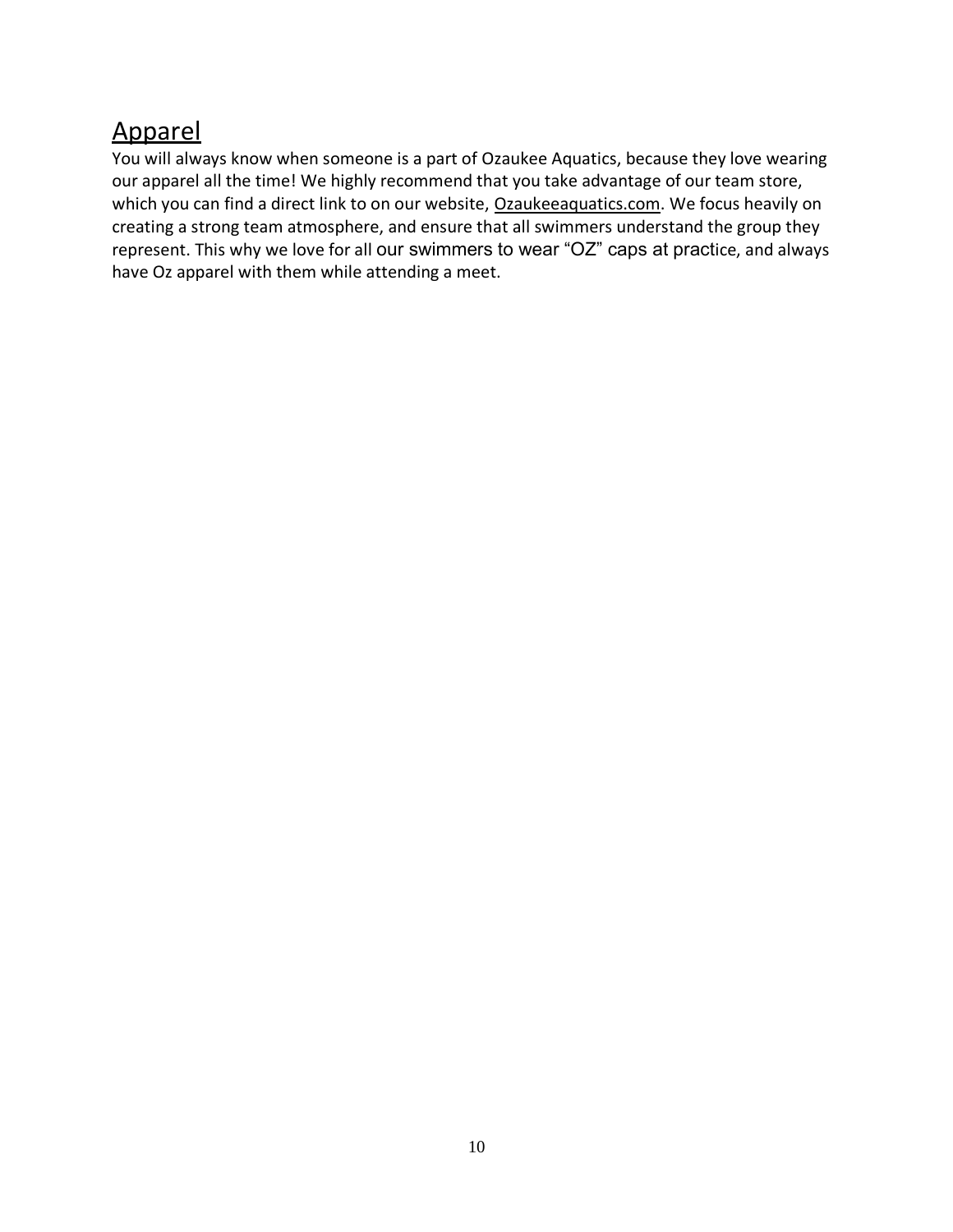## Apparel

You will always know when someone is a part of Ozaukee Aquatics, because they love wearing our apparel all the time! We highly recommend that you take advantage of our team store, which you can find a direct link to on our website, Ozaukeeaquatics.com. We focus heavily on creating a strong team atmosphere, and ensure that all swimmers understand the group they represent. This why we love for all our swimmers to wear "OZ" caps at practice, and always have Oz apparel with them while attending a meet.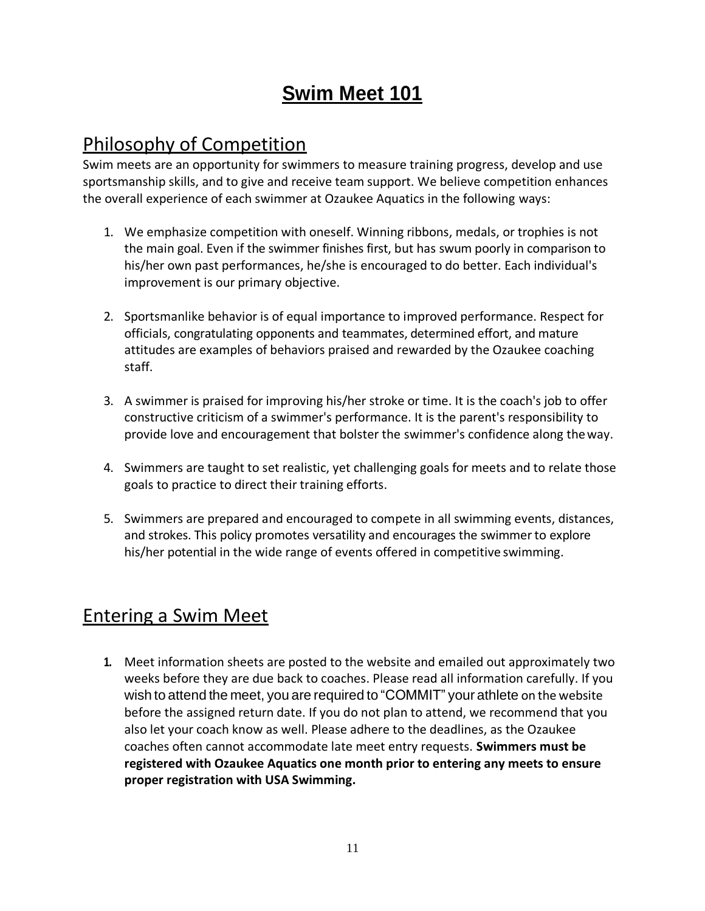# Swim Meet 101

## Philosophy of Competition

Swim meets are an opportunity for swimmers to measure training progress, develop and use sportsmanship skills, and to give and receive team support. We believe competition enhances the overall experience of each swimmer at Ozaukee Aquatics in the following ways:

1. We emphasize competition with oneself. Winning ribbons, medals, or trophies is not the main goal. Even if the swimmer finishes first, but has swum poorly in comparison to his/her own past performances, he/she is encouraged to do better. Each individual's improvement is our primary objective.

2. Sportsmanlike behavior is of equal importance to improved performance. Respect for officials, congratulating opponents and teammates, determined effort, and mature attitudes are examples of behaviors praised and rewarded by the Ozaukee coaching staff.

3. A swimmer is praised for improving his/her stroke or time. It is the coach's job to offer constructive criticism of a swimmer's performance. It is the parent's responsibility to provide love and encouragement that bolster the swimmer's confidence along the way.

4. Swimmers are taught to set realistic, yet challenging goals for meets and to relate those goals to practice to direct their training efforts.

5. Swimmers are prepared and encouraged to compete in all swimming events, distances, and strokes. This policy promotes versatility and encourages the swimmer to explore his/her potential in the wide range of events offered in competitive swimming.

## Entering a Swim Meet

1. Meet information sheets are posted to the website and emailed out approximately two weeks before they are due back to coaches. Please read all information carefully. If you wish to attend the meet, you are required to "COMMIT" your athlete on the website before the assigned return date. If you do not plan to attend, we recommend that you also let your coach know as well. Please adhere to the deadlines, as the Ozaukee coaches often cannot accommodate late meet entry requests. **Swimmers must be registered with Ozaukee Aquatics one month prior to entering any meets to ensure proper registration with USA Swimming.**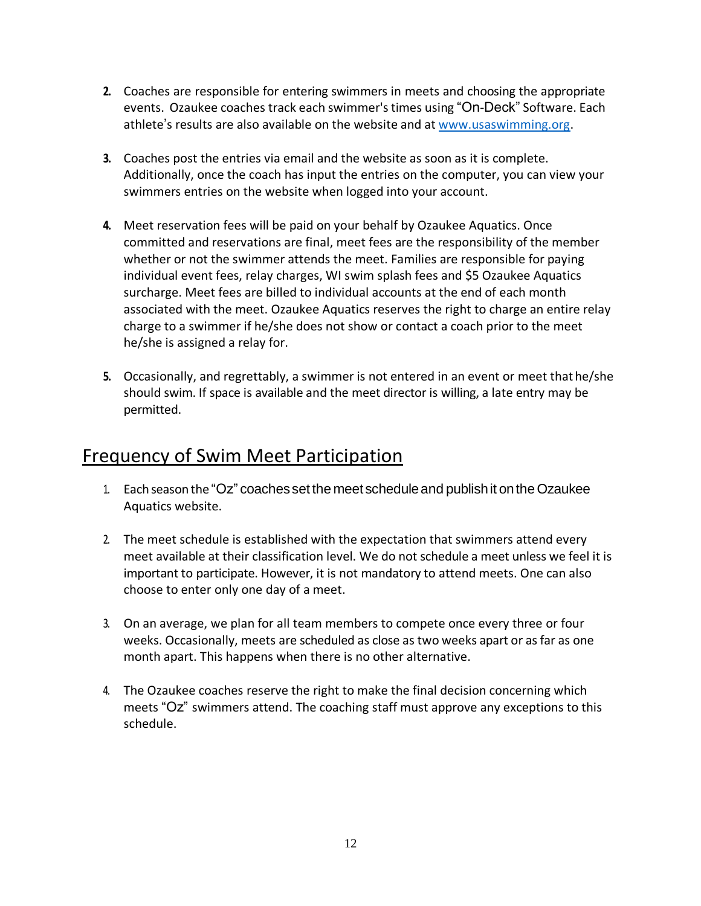2. Coaches are responsible for entering swimmers in meets and choosing the appropriate events. Ozaukee coaches track each swimmer's times using "On-Deck" Software. Each athlete's results are also available on the website and at www.usaswimming.org.

3. Coaches post the entries via email and the website as soon as it is complete. Additionally, once the coach has input the entries on the computer, you can view your swimmers entries on the website when logged into your account.

4. Meet reservation fees will be paid on your behalf by Ozaukee Aquatics. Once committed and reservations are final, meet fees are the responsibility of the member whether or not the swimmer attends the meet. Families are responsible for paying individual event fees, relay charges, WI swim splash fees and $5 Ozaukee Aquatics surcharge. Meet fees are billed to individual accounts at the end of each month associated with the meet. Ozaukee Aquatics reserves the right to charge an entire relay charge to a swimmer if he/she does not show or contact a coach prior to the meet he/she is assigned a relay for.

5. Occasionally, and regrettably, a swimmer is not entered in an event or meet that he/she should swim. If space is available and the meet director is willing, a late entry may be permitted.

## Frequency of Swim Meet Participation

1. Each season the "Oz" coaches set the meet schedule and publish it on the Ozaukee Aquatics website.

2. The meet schedule is established with the expectation that swimmers attend every meet available at their classification level. We do not schedule a meet unless we feel it is important to participate. However, it is not mandatory to attend meets. One can also choose to enter only one day of a meet.

3. On an average, we plan for all team members to compete once every three or four weeks. Occasionally, meets are scheduled as close as two weeks apart or as far as one month apart. This happens when there is no other alternative.

4. The Ozaukee coaches reserve the right to make the final decision concerning which meets "Oz" swimmers attend. The coaching staff must approve any exceptions to this schedule.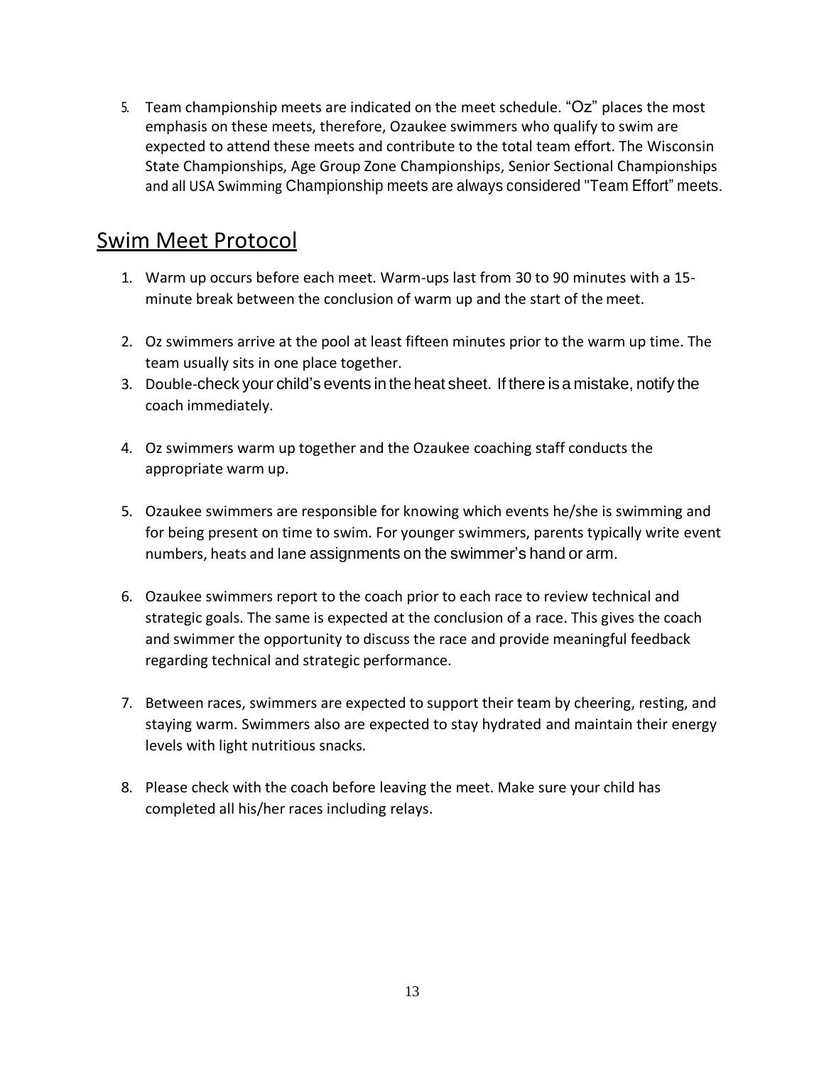5. Team championship meets are indicated on the meet schedule. "Oz" places the most emphasis on these meets, therefore, Ozaukee swimmers who qualify to swim are expected to attend these meets and contribute to the total team effort. The Wisconsin State Championships, Age Group Zone Championships, Senior Sectional Championships and all USA Swimming Championship meets are always considered "Team Effort" meets.

## Swim Meet Protocol

1. Warm up occurs before each meet. Warm-ups last from 30 to 90 minutes with a 15-minute break between the conclusion of warm up and the start of the meet.

2. Oz swimmers arrive at the pool at least fifteen minutes prior to the warm up time. The team usually sits in one place together.
3. Double-check your child's events in the heat sheet. If there is a mistake, notify the coach immediately.

4. Oz swimmers warm up together and the Ozaukee coaching staff conducts the appropriate warm up.

5. Ozaukee swimmers are responsible for knowing which events he/she is swimming and for being present on time to swim. For younger swimmers, parents typically write event numbers, heats and lane assignments on the swimmer's hand or arm.

6. Ozaukee swimmers report to the coach prior to each race to review technical and strategic goals. The same is expected at the conclusion of a race. This gives the coach and swimmer the opportunity to discuss the race and provide meaningful feedback regarding technical and strategic performance.

7. Between races, swimmers are expected to support their team by cheering, resting, and staying warm. Swimmers also are expected to stay hydrated and maintain their energy levels with light nutritious snacks.

8. Please check with the coach before leaving the meet. Make sure your child has completed all his/her races including relays.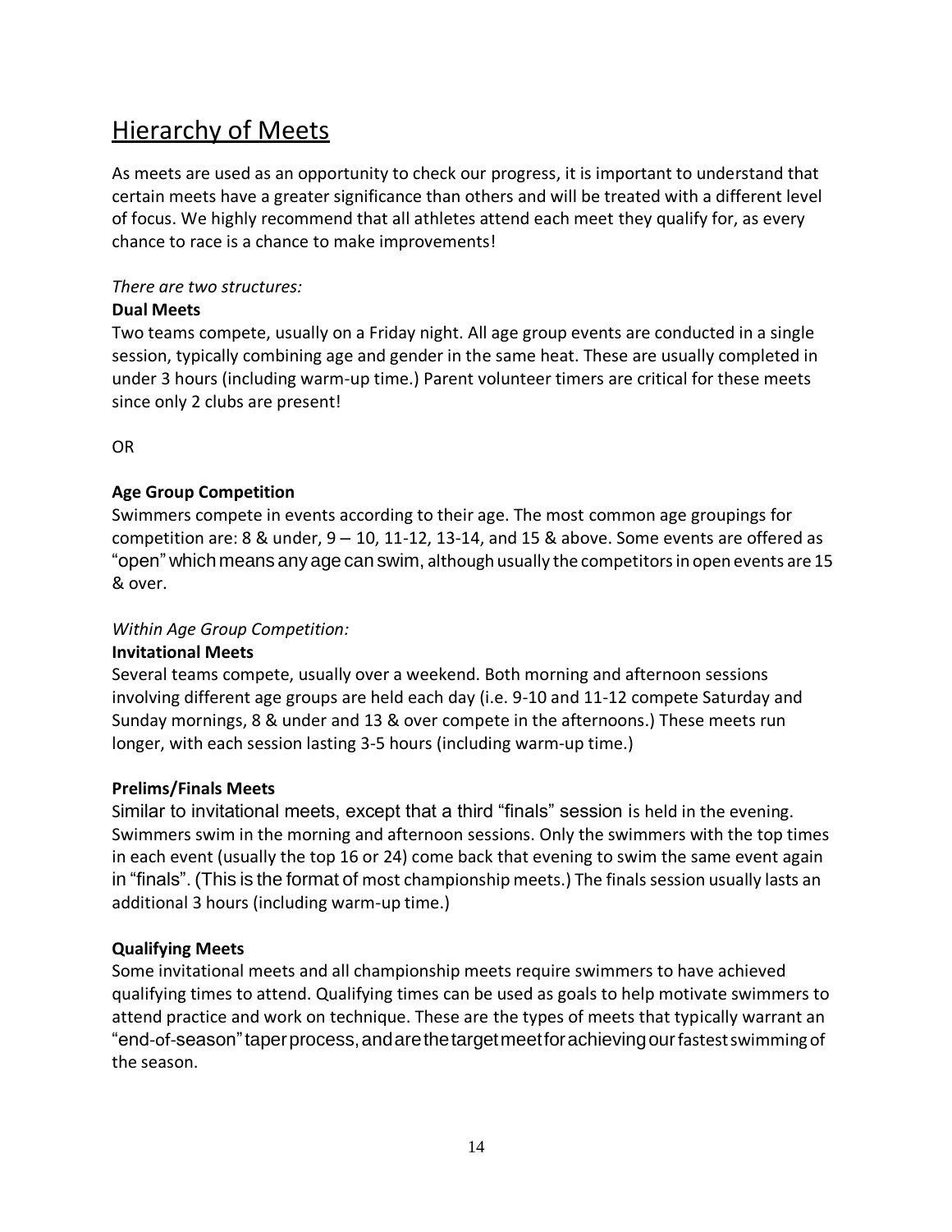## Hierarchy of Meets

As meets are used as an opportunity to check our progress, it is important to understand that certain meets have a greater significance than others and will be treated with a different level of focus. We highly recommend that all athletes attend each meet they qualify for, as every chance to race is a chance to make improvements!

*There are two structures:*

**Dual Meets**

Two teams compete, usually on a Friday night. All age group events are conducted in a single session, typically combining age and gender in the same heat. These are usually completed in under 3 hours (including warm-up time.) Parent volunteer timers are critical for these meets since only 2 clubs are present!

OR

**Age Group Competition**

Swimmers compete in events according to their age. The most common age groupings for competition are: 8 & under, 9 – 10, 11-12, 13-14, and 15 & above. Some events are offered as "open" which means any age can swim, although usually the competitors in open events are 15 & over.

*Within Age Group Competition:*

**Invitational Meets**

Several teams compete, usually over a weekend. Both morning and afternoon sessions involving different age groups are held each day (i.e. 9-10 and 11-12 compete Saturday and Sunday mornings, 8 & under and 13 & over compete in the afternoons.) These meets run longer, with each session lasting 3-5 hours (including warm-up time.)

**Prelims/Finals Meets**

Similar to invitational meets, except that a third "finals" session is held in the evening. Swimmers swim in the morning and afternoon sessions. Only the swimmers with the top times in each event (usually the top 16 or 24) come back that evening to swim the same event again in "finals". (This is the format of most championship meets.) The finals session usually lasts an additional 3 hours (including warm-up time.)

**Qualifying Meets**

Some invitational meets and all championship meets require swimmers to have achieved qualifying times to attend. Qualifying times can be used as goals to help motivate swimmers to attend practice and work on technique. These are the types of meets that typically warrant an "end-of-season" taper process, and are the target meet for achieving our fastest swimming of the season.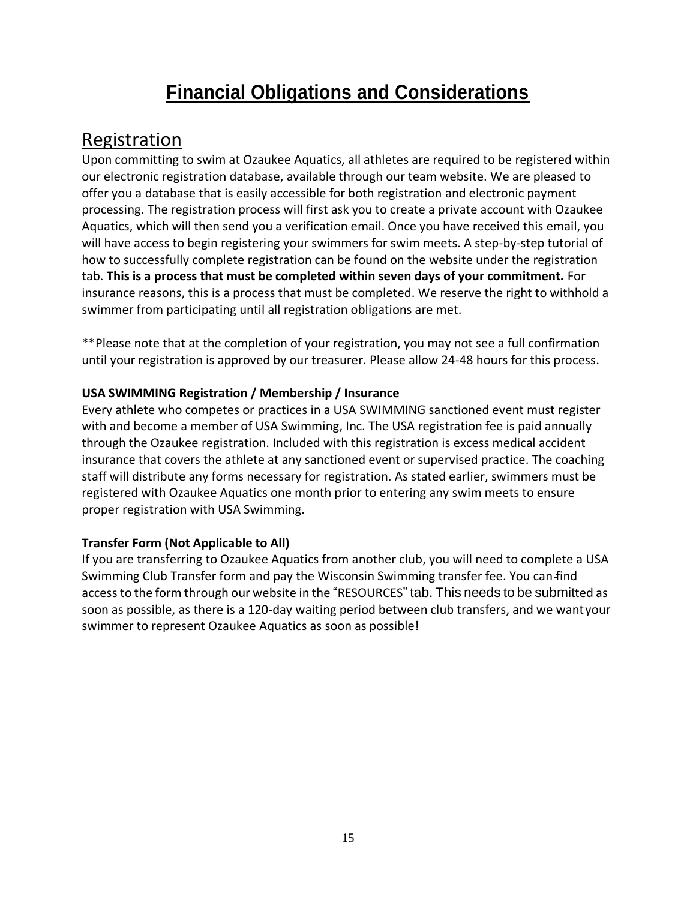# Financial Obligations and Considerations

## Registration

Upon committing to swim at Ozaukee Aquatics, all athletes are required to be registered within our electronic registration database, available through our team website. We are pleased to offer you a database that is easily accessible for both registration and electronic payment processing. The registration process will first ask you to create a private account with Ozaukee Aquatics, which will then send you a verification email. Once you have received this email, you will have access to begin registering your swimmers for swim meets. A step-by-step tutorial of how to successfully complete registration can be found on the website under the registration tab. **This is a process that must be completed within seven days of your commitment.** For insurance reasons, this is a process that must be completed. We reserve the right to withhold a swimmer from participating until all registration obligations are met.

**Please note that at the completion of your registration, you may not see a full confirmation until your registration is approved by our treasurer. Please allow 24-48 hours for this process.

**USA SWIMMING Registration / Membership / Insurance**

Every athlete who competes or practices in a USA SWIMMING sanctioned event must register with and become a member of USA Swimming, Inc. The USA registration fee is paid annually through the Ozaukee registration. Included with this registration is excess medical accident insurance that covers the athlete at any sanctioned event or supervised practice. The coaching staff will distribute any forms necessary for registration. As stated earlier, swimmers must be registered with Ozaukee Aquatics one month prior to entering any swim meets to ensure proper registration with USA Swimming.

**Transfer Form (Not Applicable to All)**

If you are transferring to Ozaukee Aquatics from another club, you will need to complete a USA Swimming Club Transfer form and pay the Wisconsin Swimming transfer fee. You can find access to the form through our website in the "RESOURCES" tab. This needs to be submitted as soon as possible, as there is a 120-day waiting period between club transfers, and we want your swimmer to represent Ozaukee Aquatics as soon as possible!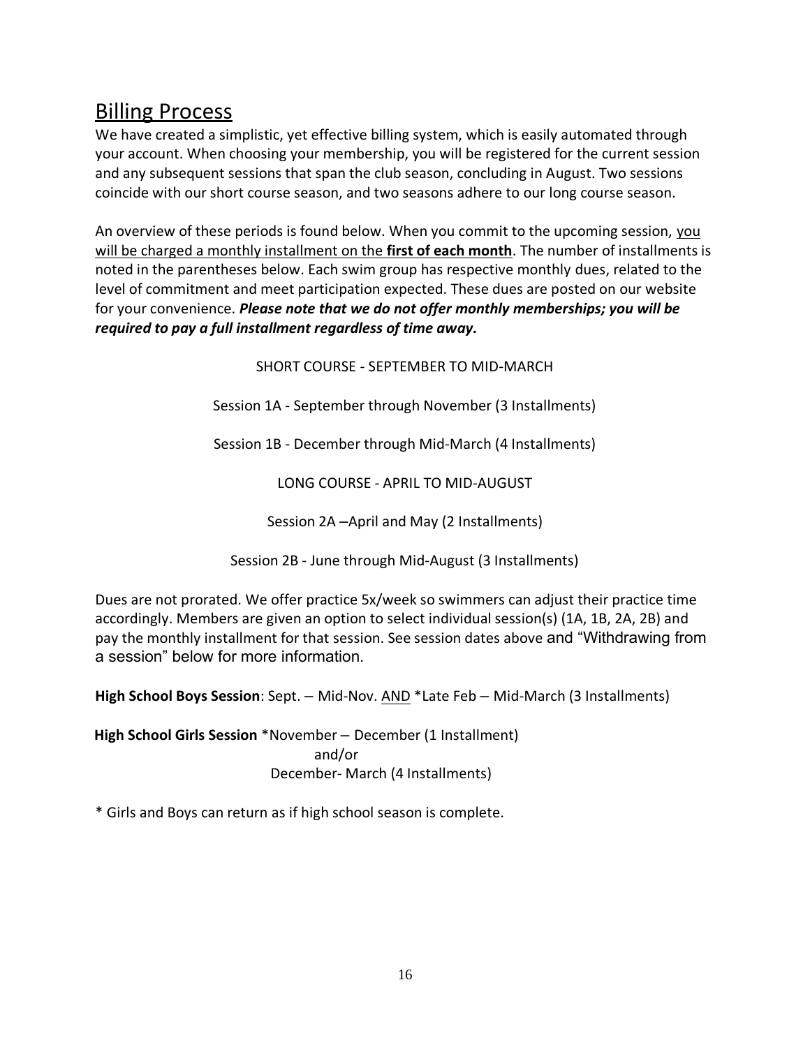## Billing Process

We have created a simplistic, yet effective billing system, which is easily automated through your account. When choosing your membership, you will be registered for the current session and any subsequent sessions that span the club season, concluding in August. Two sessions coincide with our short course season, and two seasons adhere to our long course season.

An overview of these periods is found below. When you commit to the upcoming session, <u>you will be charged a monthly installment on the **first of each month**</u>. The number of installments is noted in the parentheses below. Each swim group has respective monthly dues, related to the level of commitment and meet participation expected. These dues are posted on our website for your convenience. ***Please note that we do not offer monthly memberships; you will be required to pay a full installment regardless of time away.***

SHORT COURSE - SEPTEMBER TO MID-MARCH

Session 1A - September through November (3 Installments)

Session 1B - December through Mid-March (4 Installments)

LONG COURSE - APRIL TO MID-AUGUST

Session 2A –April and May (2 Installments)

Session 2B - June through Mid-August (3 Installments)

Dues are not prorated. We offer practice 5x/week so swimmers can adjust their practice time accordingly. Members are given an option to select individual session(s) (1A, 1B, 2A, 2B) and pay the monthly installment for that session. See session dates above and "Withdrawing from a session" below for more information.

**High School Boys Session**: Sept. – Mid-Nov. <u>AND</u> *Late Feb – Mid-March (3 Installments)

**High School Girls Session** *November – December (1 Installment)
and/or
December- March (4 Installments)

* Girls and Boys can return as if high school season is complete.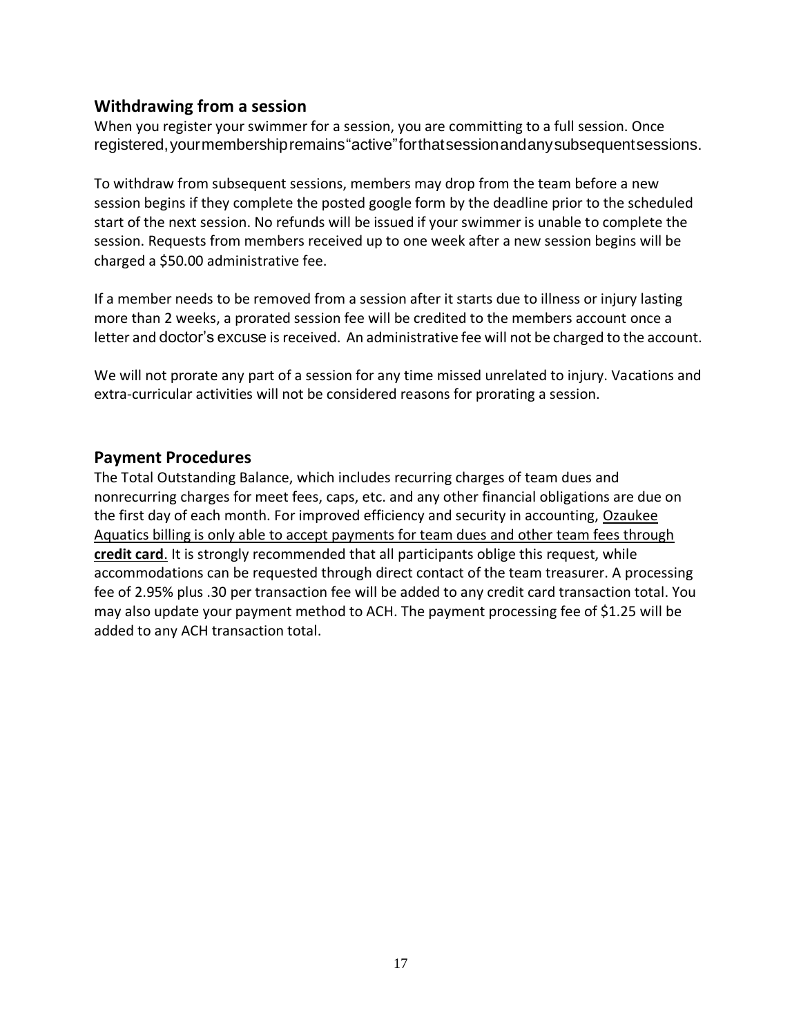## Withdrawing from a session

When you register your swimmer for a session, you are committing to a full session. Once registered, your membership remains "active" for that session and any subsequent sessions.

To withdraw from subsequent sessions, members may drop from the team before a new session begins if they complete the posted google form by the deadline prior to the scheduled start of the next session. No refunds will be issued if your swimmer is unable to complete the session. Requests from members received up to one week after a new session begins will be charged a $50.00 administrative fee.

If a member needs to be removed from a session after it starts due to illness or injury lasting more than 2 weeks, a prorated session fee will be credited to the members account once a letter and doctor's excuse is received. An administrative fee will not be charged to the account.

We will not prorate any part of a session for any time missed unrelated to injury. Vacations and extra-curricular activities will not be considered reasons for prorating a session.

## Payment Procedures

The Total Outstanding Balance, which includes recurring charges of team dues and nonrecurring charges for meet fees, caps, etc. and any other financial obligations are due on the first day of each month. For improved efficiency and security in accounting, <u>Ozaukee Aquatics billing is only able to accept payments for team dues and other team fees through **credit card**</u>. It is strongly recommended that all participants oblige this request, while accommodations can be requested through direct contact of the team treasurer. A processing fee of 2.95% plus .30 per transaction fee will be added to any credit card transaction total. You may also update your payment method to ACH. The payment processing fee of $1.25 will be added to any ACH transaction total.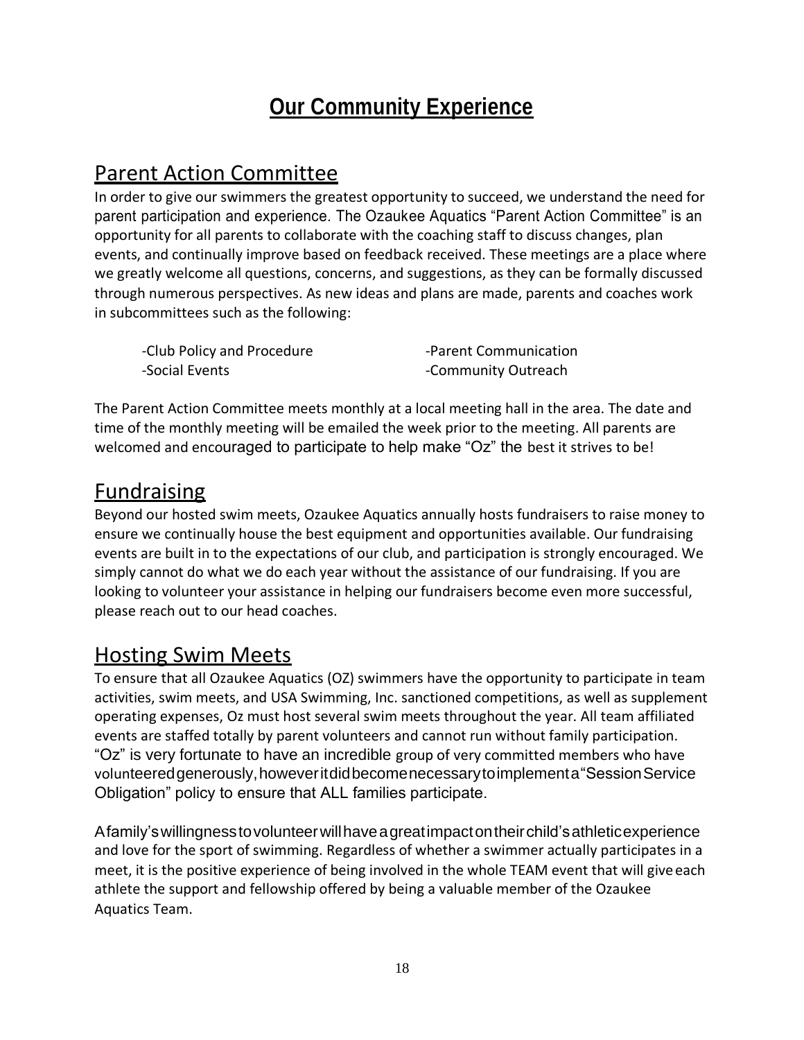# Our Community Experience

## Parent Action Committee

In order to give our swimmers the greatest opportunity to succeed, we understand the need for parent participation and experience. The Ozaukee Aquatics "Parent Action Committee" is an opportunity for all parents to collaborate with the coaching staff to discuss changes, plan events, and continually improve based on feedback received. These meetings are a place where we greatly welcome all questions, concerns, and suggestions, as they can be formally discussed through numerous perspectives. As new ideas and plans are made, parents and coaches work in subcommittees such as the following:

- -Club Policy and Procedure
- -Parent Communication
- -Social Events
- -Community Outreach

The Parent Action Committee meets monthly at a local meeting hall in the area. The date and time of the monthly meeting will be emailed the week prior to the meeting. All parents are welcomed and encouraged to participate to help make "Oz" the best it strives to be!

## Fundraising

Beyond our hosted swim meets, Ozaukee Aquatics annually hosts fundraisers to raise money to ensure we continually house the best equipment and opportunities available. Our fundraising events are built in to the expectations of our club, and participation is strongly encouraged. We simply cannot do what we do each year without the assistance of our fundraising. If you are looking to volunteer your assistance in helping our fundraisers become even more successful, please reach out to our head coaches.

## Hosting Swim Meets

To ensure that all Ozaukee Aquatics (OZ) swimmers have the opportunity to participate in team activities, swim meets, and USA Swimming, Inc. sanctioned competitions, as well as supplement operating expenses, Oz must host several swim meets throughout the year. All team affiliated events are staffed totally by parent volunteers and cannot run without family participation. "Oz" is very fortunate to have an incredible group of very committed members who have volunteered generously, however it did become necessary to implement a "Session Service Obligation" policy to ensure that ALL families participate.

A family's willingness to volunteer will have a great impact on their child's athletic experience and love for the sport of swimming. Regardless of whether a swimmer actually participates in a meet, it is the positive experience of being involved in the whole TEAM event that will give each athlete the support and fellowship offered by being a valuable member of the Ozaukee Aquatics Team.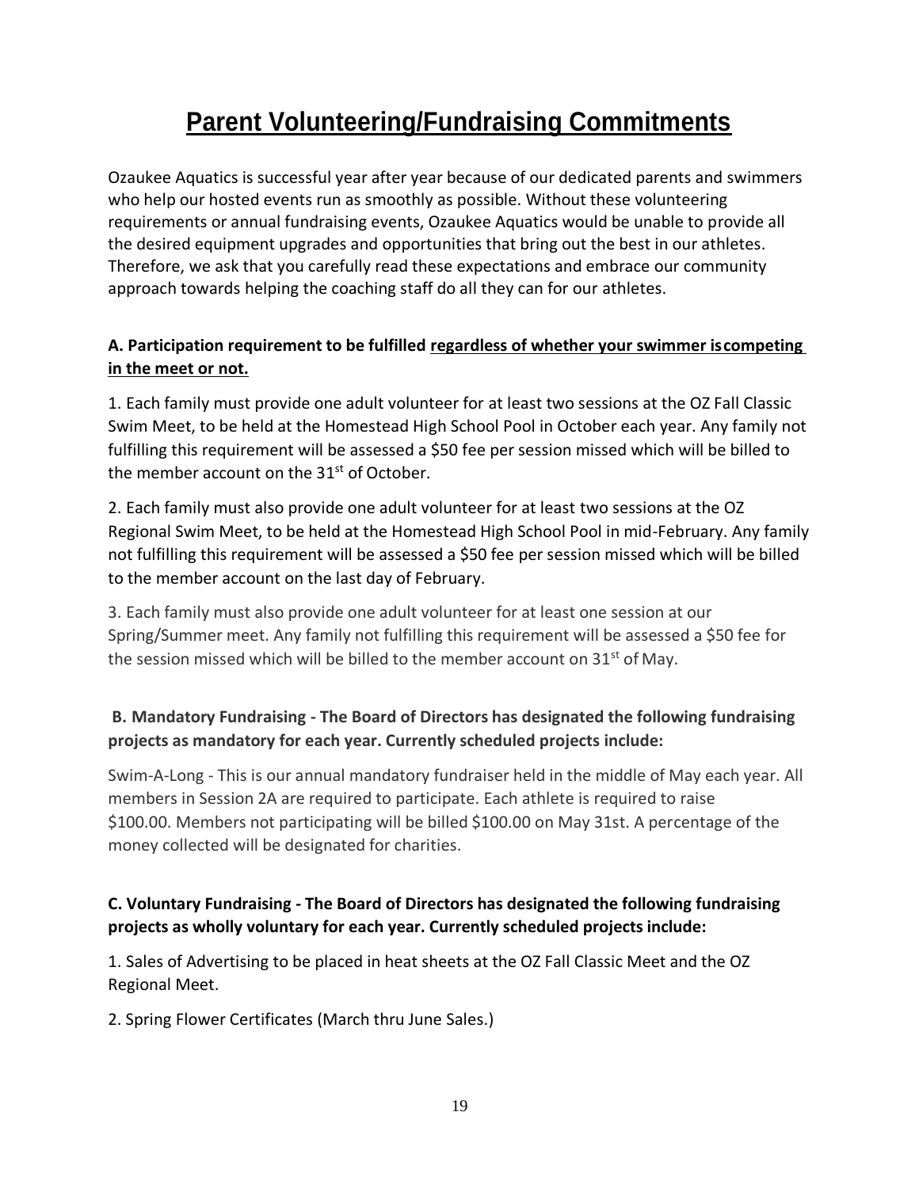# Parent Volunteering/Fundraising Commitments

Ozaukee Aquatics is successful year after year because of our dedicated parents and swimmers who help our hosted events run as smoothly as possible. Without these volunteering requirements or annual fundraising events, Ozaukee Aquatics would be unable to provide all the desired equipment upgrades and opportunities that bring out the best in our athletes. Therefore, we ask that you carefully read these expectations and embrace our community approach towards helping the coaching staff do all they can for our athletes.

### A. Participation requirement to be fulfilled <u>regardless of whether your swimmer is competing in the meet or not.</u>

1. Each family must provide one adult volunteer for at least two sessions at the OZ Fall Classic Swim Meet, to be held at the Homestead High School Pool in October each year. Any family not fulfilling this requirement will be assessed a $50 fee per session missed which will be billed to the member account on the 31st of October.

2. Each family must also provide one adult volunteer for at least two sessions at the OZ Regional Swim Meet, to be held at the Homestead High School Pool in mid-February. Any family not fulfilling this requirement will be assessed a $50 fee per session missed which will be billed to the member account on the last day of February.

3. Each family must also provide one adult volunteer for at least one session at our Spring/Summer meet. Any family not fulfilling this requirement will be assessed a $50 fee for the session missed which will be billed to the member account on 31st of May.

### B. Mandatory Fundraising - The Board of Directors has designated the following fundraising projects as mandatory for each year. Currently scheduled projects include:

Swim-A-Long - This is our annual mandatory fundraiser held in the middle of May each year. All members in Session 2A are required to participate. Each athlete is required to raise $100.00. Members not participating will be billed $100.00 on May 31st. A percentage of the money collected will be designated for charities.

### C. Voluntary Fundraising - The Board of Directors has designated the following fundraising projects as wholly voluntary for each year. Currently scheduled projects include:

1. Sales of Advertising to be placed in heat sheets at the OZ Fall Classic Meet and the OZ Regional Meet.

2. Spring Flower Certificates (March thru June Sales.)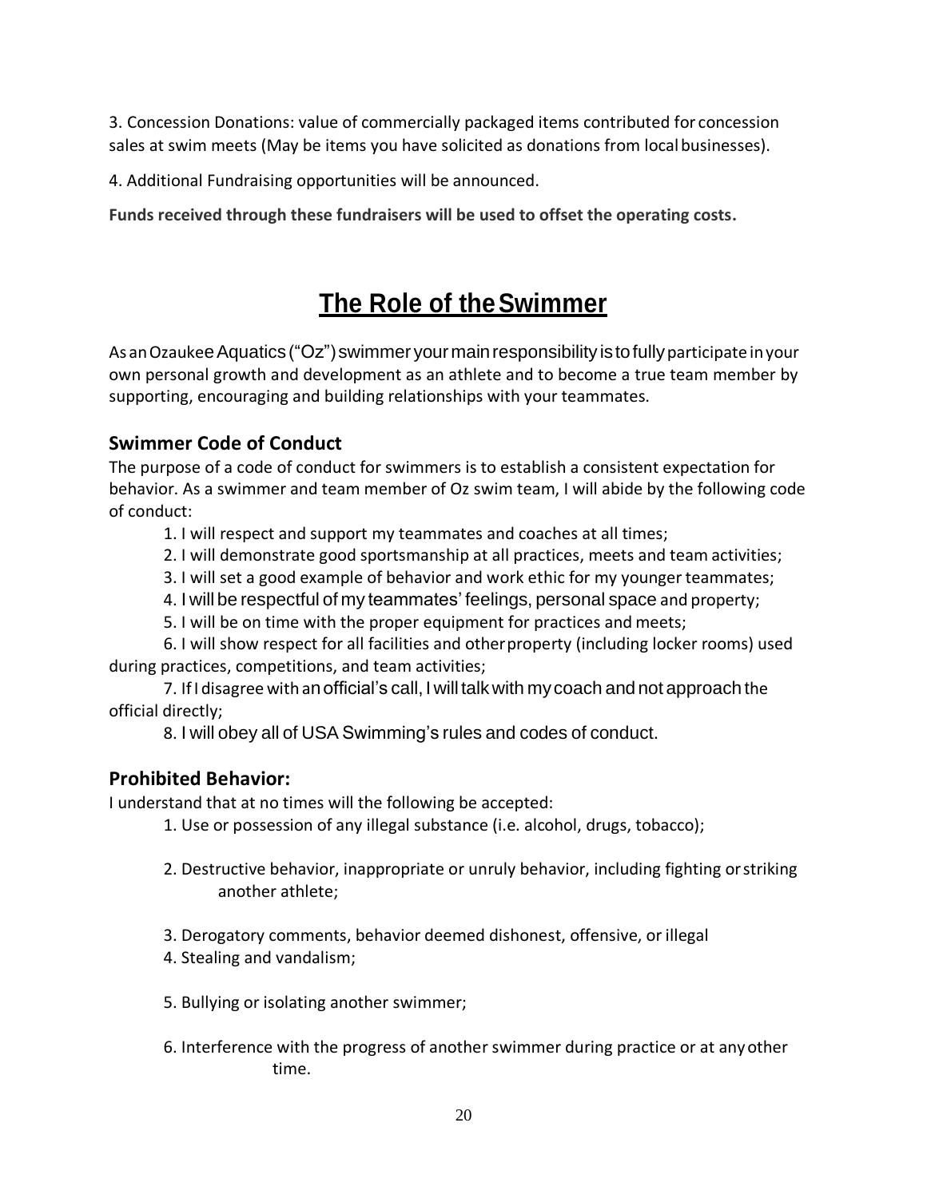3. Concession Donations: value of commercially packaged items contributed for concession sales at swim meets (May be items you have solicited as donations from local businesses).

4. Additional Fundraising opportunities will be announced.

**Funds received through these fundraisers will be used to offset the operating costs.**

# The Role of the Swimmer

As an Ozaukee Aquatics ("Oz") swimmer your main responsibility is to fully participate in your own personal growth and development as an athlete and to become a true team member by supporting, encouraging and building relationships with your teammates.

## Swimmer Code of Conduct

The purpose of a code of conduct for swimmers is to establish a consistent expectation for behavior. As a swimmer and team member of Oz swim team, I will abide by the following code of conduct:

1. I will respect and support my teammates and coaches at all times;
2. I will demonstrate good sportsmanship at all practices, meets and team activities;
3. I will set a good example of behavior and work ethic for my younger teammates;
4. I will be respectful of my teammates' feelings, personal space and property;
5. I will be on time with the proper equipment for practices and meets;
6. I will show respect for all facilities and other property (including locker rooms) used during practices, competitions, and team activities;
7. If I disagree with an official's call, I will talk with my coach and not approach the official directly;
8. I will obey all of USA Swimming's rules and codes of conduct.

## Prohibited Behavior:

I understand that at no times will the following be accepted:

1. Use or possession of any illegal substance (i.e. alcohol, drugs, tobacco);
2. Destructive behavior, inappropriate or unruly behavior, including fighting or striking another athlete;
3. Derogatory comments, behavior deemed dishonest, offensive, or illegal
4. Stealing and vandalism;
5. Bullying or isolating another swimmer;
6. Interference with the progress of another swimmer during practice or at any other time.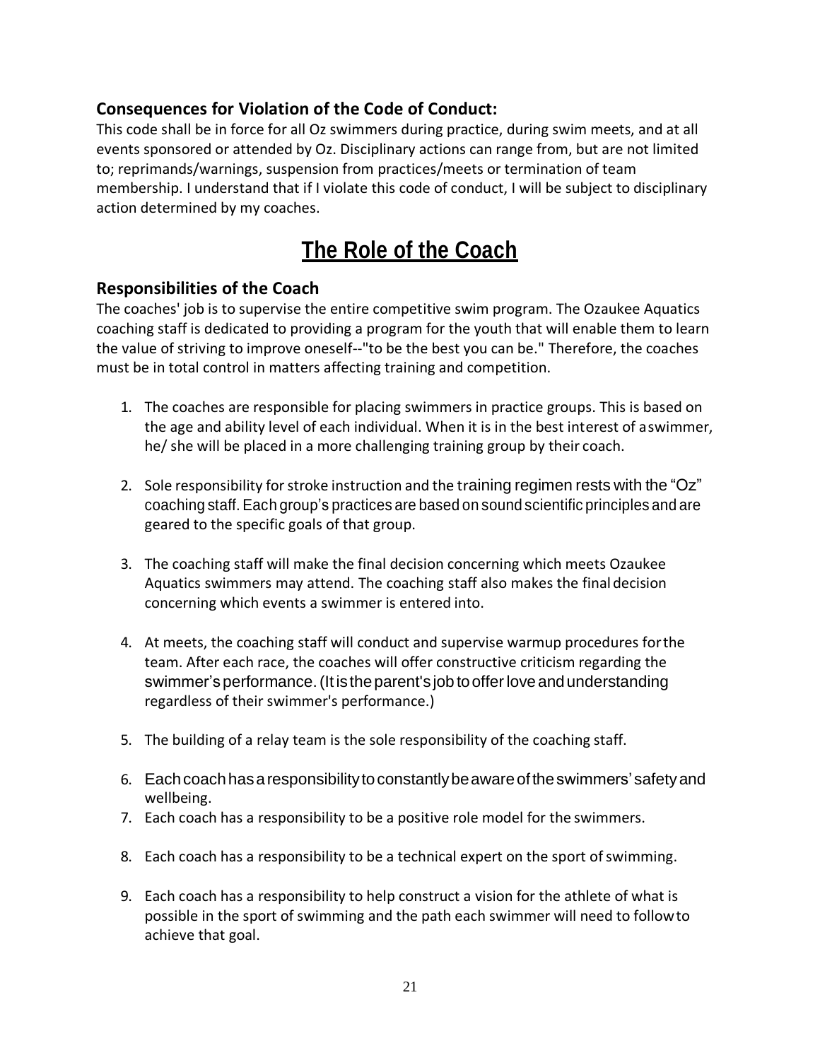### Consequences for Violation of the Code of Conduct:

This code shall be in force for all Oz swimmers during practice, during swim meets, and at all events sponsored or attended by Oz. Disciplinary actions can range from, but are not limited to; reprimands/warnings, suspension from practices/meets or termination of team membership. I understand that if I violate this code of conduct, I will be subject to disciplinary action determined by my coaches.

# The Role of the Coach

### Responsibilities of the Coach

The coaches' job is to supervise the entire competitive swim program. The Ozaukee Aquatics coaching staff is dedicated to providing a program for the youth that will enable them to learn the value of striving to improve oneself--"to be the best you can be." Therefore, the coaches must be in total control in matters affecting training and competition.

1. The coaches are responsible for placing swimmers in practice groups. This is based on the age and ability level of each individual. When it is in the best interest of a swimmer, he/ she will be placed in a more challenging training group by their coach.

2. Sole responsibility for stroke instruction and the training regimen rests with the "Oz" coaching staff. Each group's practices are based on sound scientific principles and are geared to the specific goals of that group.

3. The coaching staff will make the final decision concerning which meets Ozaukee Aquatics swimmers may attend. The coaching staff also makes the final decision concerning which events a swimmer is entered into.

4. At meets, the coaching staff will conduct and supervise warmup procedures for the team. After each race, the coaches will offer constructive criticism regarding the swimmer's performance. (It is the parent's job to offer love and understanding regardless of their swimmer's performance.)

5. The building of a relay team is the sole responsibility of the coaching staff.

6. Each coach has a responsibility to constantly be aware of the swimmers' safety and wellbeing.
7. Each coach has a responsibility to be a positive role model for the swimmers.

8. Each coach has a responsibility to be a technical expert on the sport of swimming.

9. Each coach has a responsibility to help construct a vision for the athlete of what is possible in the sport of swimming and the path each swimmer will need to follow to achieve that goal.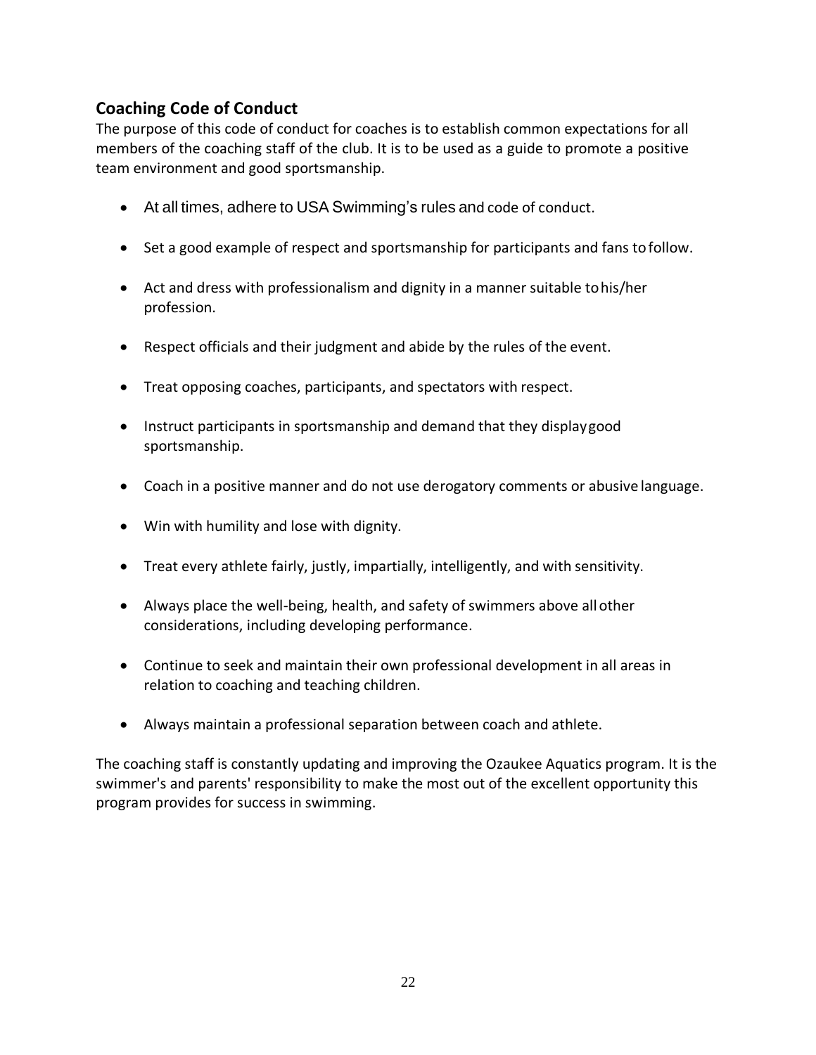## Coaching Code of Conduct

The purpose of this code of conduct for coaches is to establish common expectations for all members of the coaching staff of the club. It is to be used as a guide to promote a positive team environment and good sportsmanship.

- At all times, adhere to USA Swimming's rules and code of conduct.
- Set a good example of respect and sportsmanship for participants and fans to follow.
- Act and dress with professionalism and dignity in a manner suitable to his/her profession.
- Respect officials and their judgment and abide by the rules of the event.
- Treat opposing coaches, participants, and spectators with respect.
- Instruct participants in sportsmanship and demand that they display good sportsmanship.
- Coach in a positive manner and do not use derogatory comments or abusive language.
- Win with humility and lose with dignity.
- Treat every athlete fairly, justly, impartially, intelligently, and with sensitivity.
- Always place the well-being, health, and safety of swimmers above all other considerations, including developing performance.
- Continue to seek and maintain their own professional development in all areas in relation to coaching and teaching children.
- Always maintain a professional separation between coach and athlete.

The coaching staff is constantly updating and improving the Ozaukee Aquatics program. It is the swimmer's and parents' responsibility to make the most out of the excellent opportunity this program provides for success in swimming.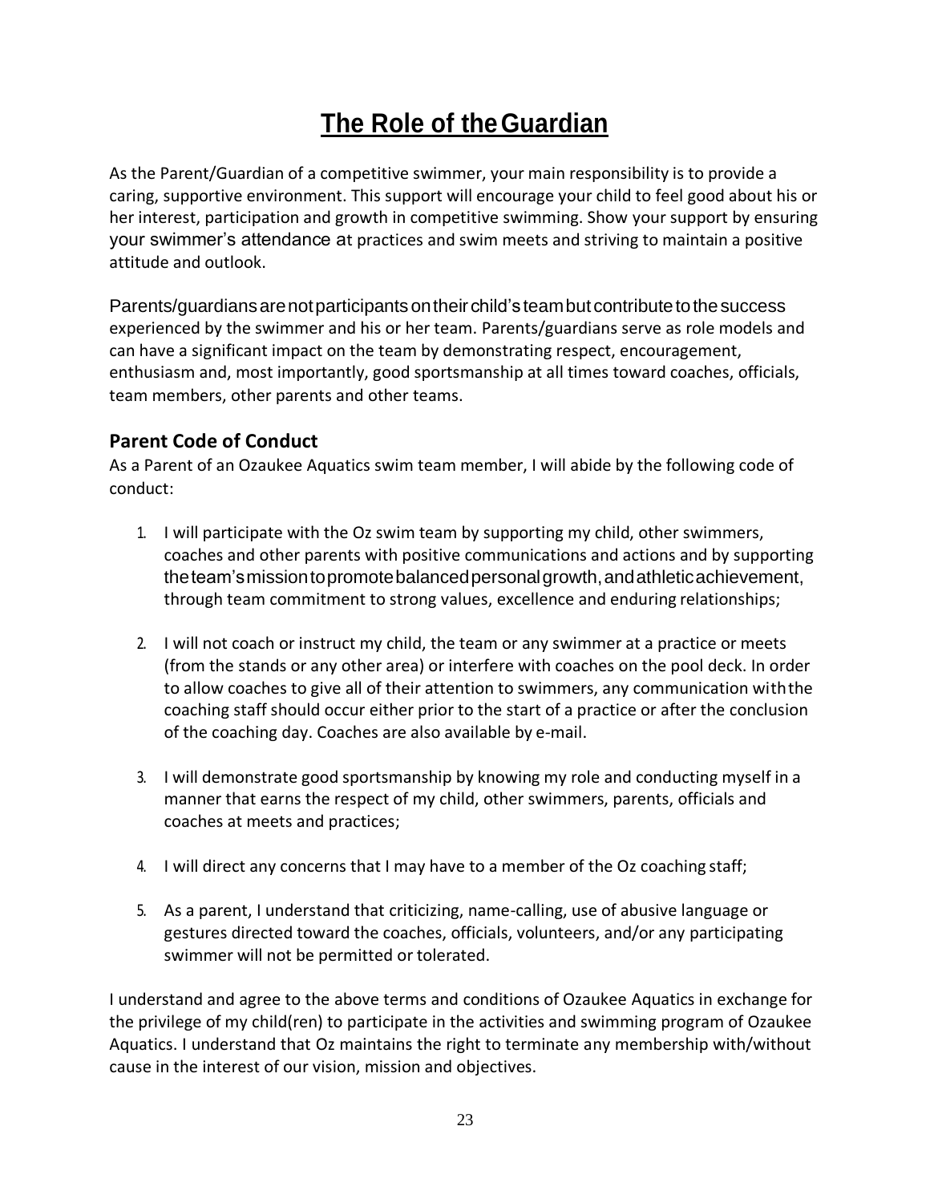# The Role of the Guardian

As the Parent/Guardian of a competitive swimmer, your main responsibility is to provide a caring, supportive environment. This support will encourage your child to feel good about his or her interest, participation and growth in competitive swimming. Show your support by ensuring your swimmer's attendance at practices and swim meets and striving to maintain a positive attitude and outlook.

Parents/guardians are not participants on their child's team but contribute to the success experienced by the swimmer and his or her team. Parents/guardians serve as role models and can have a significant impact on the team by demonstrating respect, encouragement, enthusiasm and, most importantly, good sportsmanship at all times toward coaches, officials, team members, other parents and other teams.

## Parent Code of Conduct

As a Parent of an Ozaukee Aquatics swim team member, I will abide by the following code of conduct:

1. I will participate with the Oz swim team by supporting my child, other swimmers, coaches and other parents with positive communications and actions and by supporting the team's mission to promote balanced personal growth, and athletic achievement, through team commitment to strong values, excellence and enduring relationships;

2. I will not coach or instruct my child, the team or any swimmer at a practice or meets (from the stands or any other area) or interfere with coaches on the pool deck. In order to allow coaches to give all of their attention to swimmers, any communication with the coaching staff should occur either prior to the start of a practice or after the conclusion of the coaching day. Coaches are also available by e-mail.

3. I will demonstrate good sportsmanship by knowing my role and conducting myself in a manner that earns the respect of my child, other swimmers, parents, officials and coaches at meets and practices;

4. I will direct any concerns that I may have to a member of the Oz coaching staff;

5. As a parent, I understand that criticizing, name-calling, use of abusive language or gestures directed toward the coaches, officials, volunteers, and/or any participating swimmer will not be permitted or tolerated.

I understand and agree to the above terms and conditions of Ozaukee Aquatics in exchange for the privilege of my child(ren) to participate in the activities and swimming program of Ozaukee Aquatics. I understand that Oz maintains the right to terminate any membership with/without cause in the interest of our vision, mission and objectives.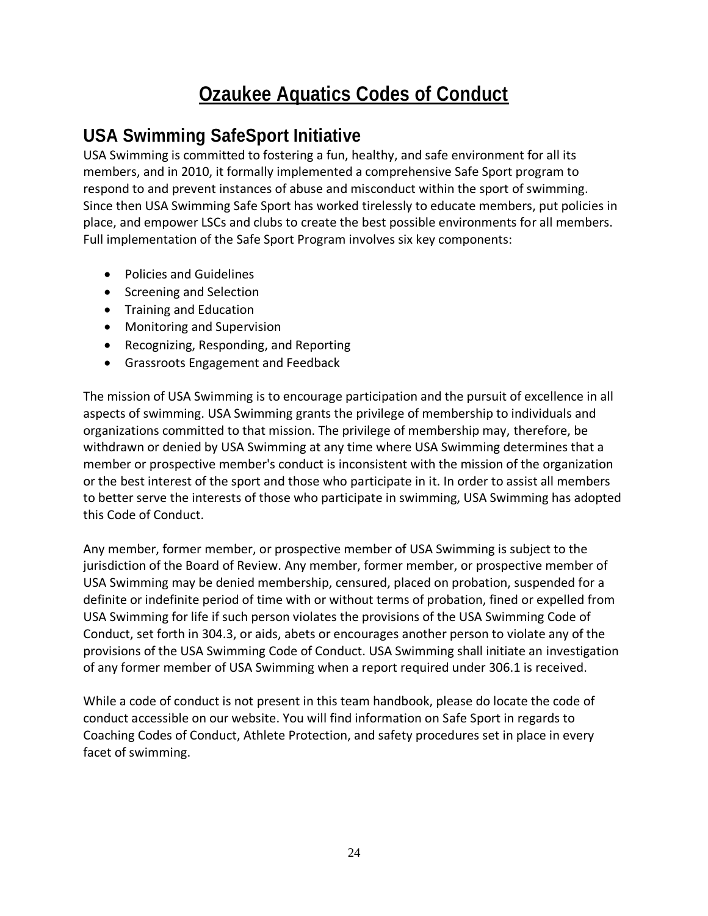# Ozaukee Aquatics Codes of Conduct

## USA Swimming SafeSport Initiative

USA Swimming is committed to fostering a fun, healthy, and safe environment for all its members, and in 2010, it formally implemented a comprehensive Safe Sport program to respond to and prevent instances of abuse and misconduct within the sport of swimming. Since then USA Swimming Safe Sport has worked tirelessly to educate members, put policies in place, and empower LSCs and clubs to create the best possible environments for all members. Full implementation of the Safe Sport Program involves six key components:

- Policies and Guidelines
- Screening and Selection
- Training and Education
- Monitoring and Supervision
- Recognizing, Responding, and Reporting
- Grassroots Engagement and Feedback

The mission of USA Swimming is to encourage participation and the pursuit of excellence in all aspects of swimming. USA Swimming grants the privilege of membership to individuals and organizations committed to that mission. The privilege of membership may, therefore, be withdrawn or denied by USA Swimming at any time where USA Swimming determines that a member or prospective member's conduct is inconsistent with the mission of the organization or the best interest of the sport and those who participate in it. In order to assist all members to better serve the interests of those who participate in swimming, USA Swimming has adopted this Code of Conduct.

Any member, former member, or prospective member of USA Swimming is subject to the jurisdiction of the Board of Review. Any member, former member, or prospective member of USA Swimming may be denied membership, censured, placed on probation, suspended for a definite or indefinite period of time with or without terms of probation, fined or expelled from USA Swimming for life if such person violates the provisions of the USA Swimming Code of Conduct, set forth in 304.3, or aids, abets or encourages another person to violate any of the provisions of the USA Swimming Code of Conduct. USA Swimming shall initiate an investigation of any former member of USA Swimming when a report required under 306.1 is received.

While a code of conduct is not present in this team handbook, please do locate the code of conduct accessible on our website. You will find information on Safe Sport in regards to Coaching Codes of Conduct, Athlete Protection, and safety procedures set in place in every facet of swimming.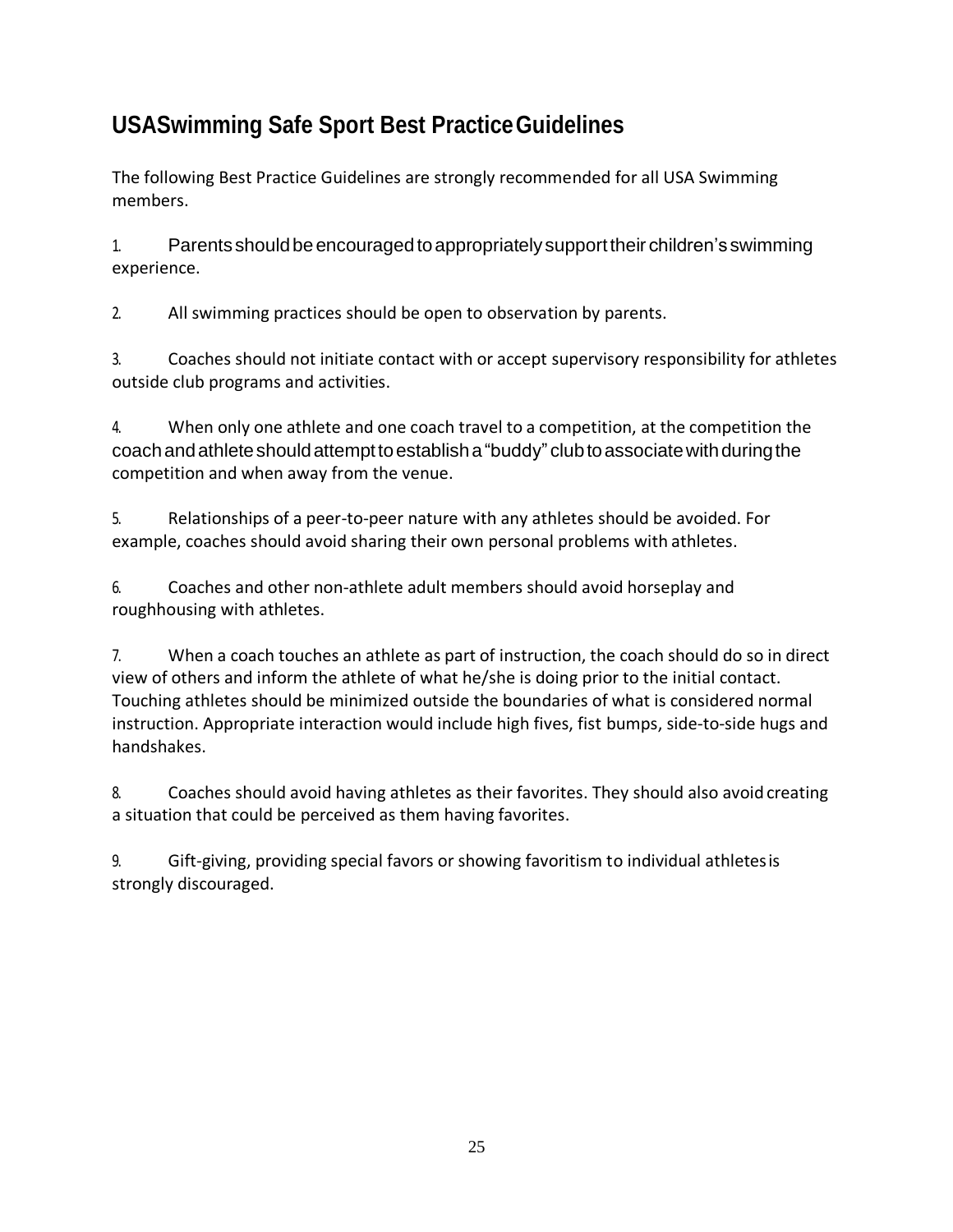## USASwimming Safe Sport Best Practice Guidelines

The following Best Practice Guidelines are strongly recommended for all USA Swimming members.

1. Parents should be encouraged to appropriately support their children's swimming experience.

2. All swimming practices should be open to observation by parents.

3. Coaches should not initiate contact with or accept supervisory responsibility for athletes outside club programs and activities.

4. When only one athlete and one coach travel to a competition, at the competition the coach and athlete should attempt to establish a "buddy" club to associate with during the competition and when away from the venue.

5. Relationships of a peer-to-peer nature with any athletes should be avoided. For example, coaches should avoid sharing their own personal problems with athletes.

6. Coaches and other non-athlete adult members should avoid horseplay and roughhousing with athletes.

7. When a coach touches an athlete as part of instruction, the coach should do so in direct view of others and inform the athlete of what he/she is doing prior to the initial contact. Touching athletes should be minimized outside the boundaries of what is considered normal instruction. Appropriate interaction would include high fives, fist bumps, side-to-side hugs and handshakes.

8. Coaches should avoid having athletes as their favorites. They should also avoid creating a situation that could be perceived as them having favorites.

9. Gift-giving, providing special favors or showing favoritism to individual athletes is strongly discouraged.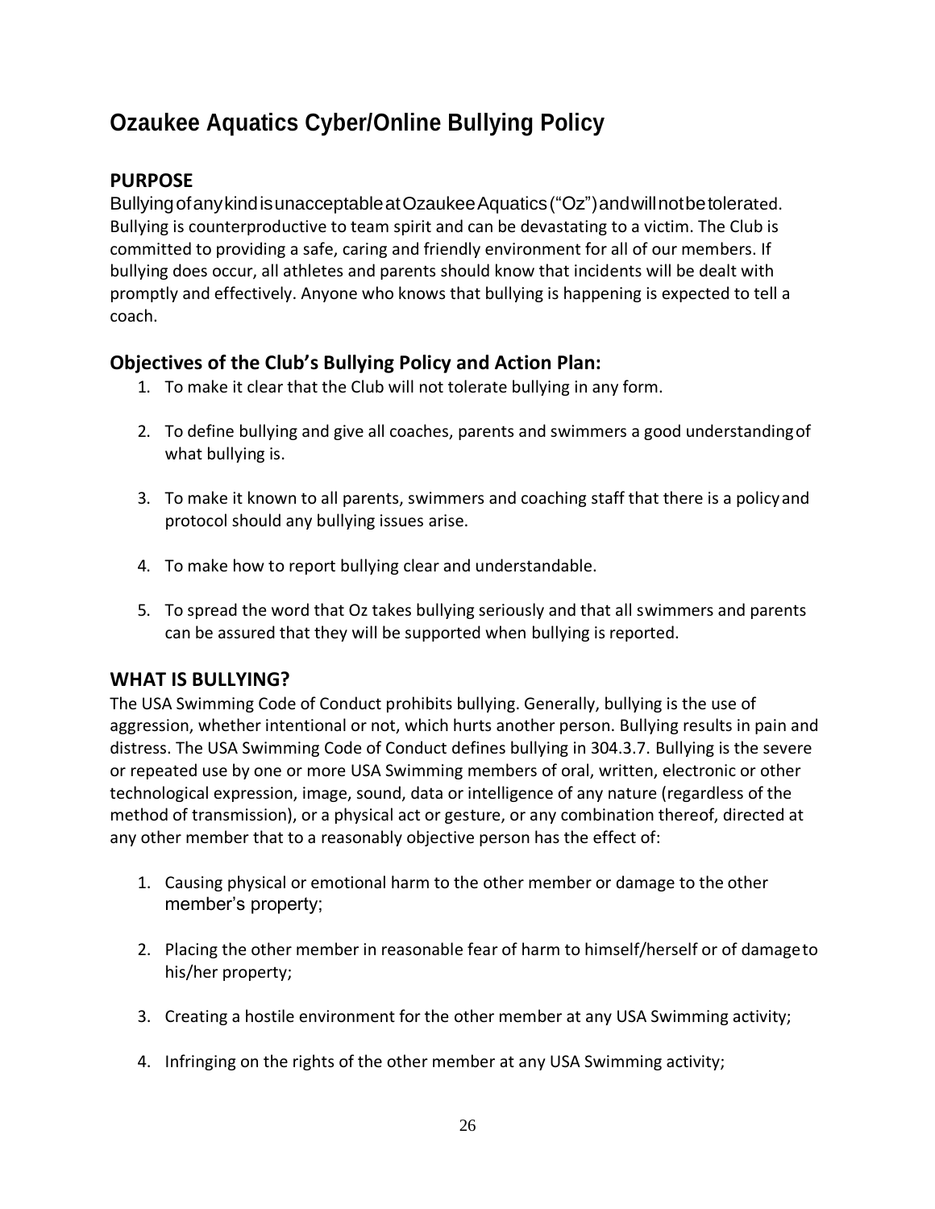# Ozaukee Aquatics Cyber/Online Bullying Policy

## PURPOSE

Bullying of any kind is unacceptable at Ozaukee Aquatics ("Oz") and will not be tolerated. Bullying is counterproductive to team spirit and can be devastating to a victim. The Club is committed to providing a safe, caring and friendly environment for all of our members. If bullying does occur, all athletes and parents should know that incidents will be dealt with promptly and effectively. Anyone who knows that bullying is happening is expected to tell a coach.

## Objectives of the Club's Bullying Policy and Action Plan:

1. To make it clear that the Club will not tolerate bullying in any form.

2. To define bullying and give all coaches, parents and swimmers a good understanding of what bullying is.

3. To make it known to all parents, swimmers and coaching staff that there is a policy and protocol should any bullying issues arise.

4. To make how to report bullying clear and understandable.

5. To spread the word that Oz takes bullying seriously and that all swimmers and parents can be assured that they will be supported when bullying is reported.

## WHAT IS BULLYING?

The USA Swimming Code of Conduct prohibits bullying. Generally, bullying is the use of aggression, whether intentional or not, which hurts another person. Bullying results in pain and distress. The USA Swimming Code of Conduct defines bullying in 304.3.7. Bullying is the severe or repeated use by one or more USA Swimming members of oral, written, electronic or other technological expression, image, sound, data or intelligence of any nature (regardless of the method of transmission), or a physical act or gesture, or any combination thereof, directed at any other member that to a reasonably objective person has the effect of:

1. Causing physical or emotional harm to the other member or damage to the other member's property;

2. Placing the other member in reasonable fear of harm to himself/herself or of damage to his/her property;

3. Creating a hostile environment for the other member at any USA Swimming activity;

4. Infringing on the rights of the other member at any USA Swimming activity;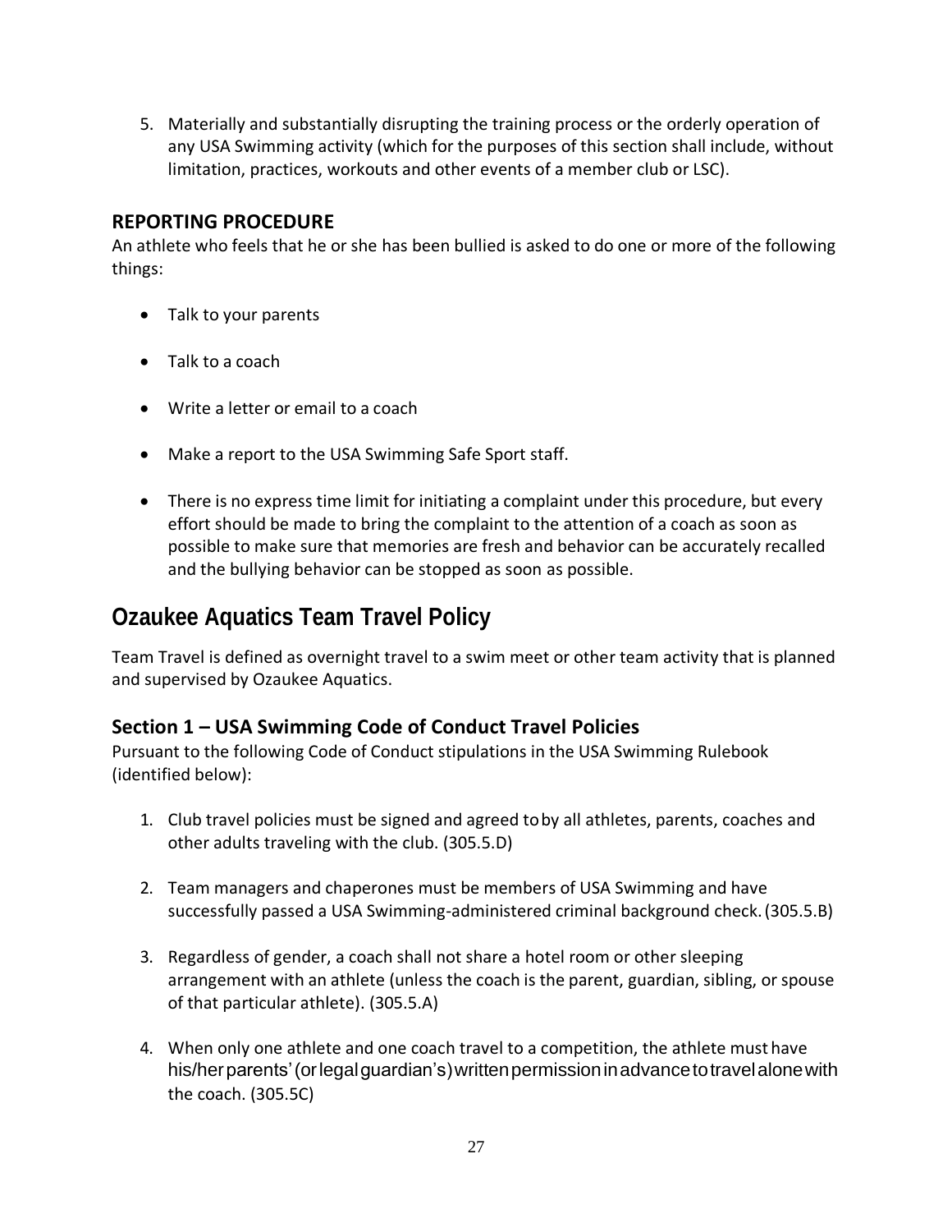5. Materially and substantially disrupting the training process or the orderly operation of any USA Swimming activity (which for the purposes of this section shall include, without limitation, practices, workouts and other events of a member club or LSC).

### REPORTING PROCEDURE

An athlete who feels that he or she has been bullied is asked to do one or more of the following things:

- Talk to your parents
- Talk to a coach
- Write a letter or email to a coach
- Make a report to the USA Swimming Safe Sport staff.
- There is no express time limit for initiating a complaint under this procedure, but every effort should be made to bring the complaint to the attention of a coach as soon as possible to make sure that memories are fresh and behavior can be accurately recalled and the bullying behavior can be stopped as soon as possible.

## Ozaukee Aquatics Team Travel Policy

Team Travel is defined as overnight travel to a swim meet or other team activity that is planned and supervised by Ozaukee Aquatics.

### Section 1 – USA Swimming Code of Conduct Travel Policies

Pursuant to the following Code of Conduct stipulations in the USA Swimming Rulebook (identified below):

1. Club travel policies must be signed and agreed to by all athletes, parents, coaches and other adults traveling with the club. (305.5.D)
2. Team managers and chaperones must be members of USA Swimming and have successfully passed a USA Swimming-administered criminal background check. (305.5.B)
3. Regardless of gender, a coach shall not share a hotel room or other sleeping arrangement with an athlete (unless the coach is the parent, guardian, sibling, or spouse of that particular athlete). (305.5.A)
4. When only one athlete and one coach travel to a competition, the athlete must have his/her parents' (or legal guardian's) written permission in advance to travel alone with the coach. (305.5C)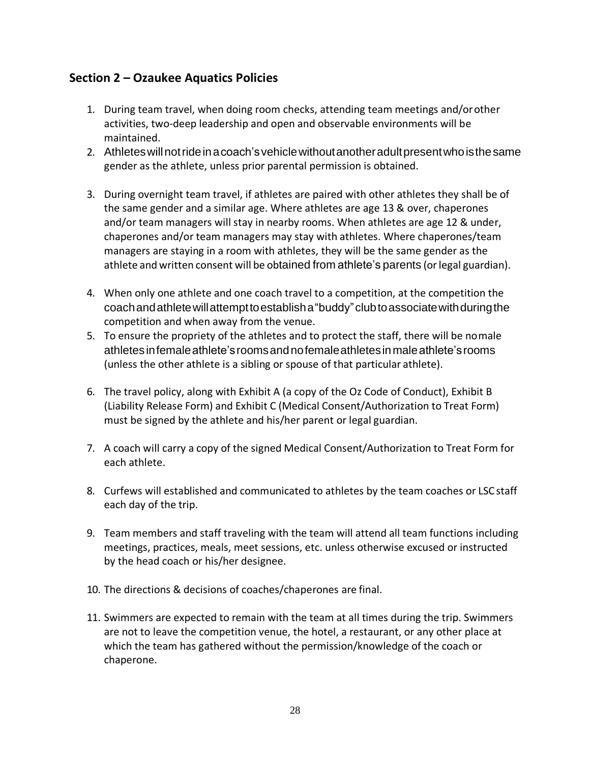## Section 2 – Ozaukee Aquatics Policies

1. During team travel, when doing room checks, attending team meetings and/or other activities, two-deep leadership and open and observable environments will be maintained.
2. Athletes will not ride in a coach's vehicle without another adult present who is the same gender as the athlete, unless prior parental permission is obtained.
3. During overnight team travel, if athletes are paired with other athletes they shall be of the same gender and a similar age. Where athletes are age 13 & over, chaperones and/or team managers will stay in nearby rooms. When athletes are age 12 & under, chaperones and/or team managers may stay with athletes. Where chaperones/team managers are staying in a room with athletes, they will be the same gender as the athlete and written consent will be obtained from athlete's parents (or legal guardian).
4. When only one athlete and one coach travel to a competition, at the competition the coach and athlete will attempt to establish a "buddy" club to associate with during the competition and when away from the venue.
5. To ensure the propriety of the athletes and to protect the staff, there will be no male athletes in female athlete's rooms and no female athletes in male athlete's rooms (unless the other athlete is a sibling or spouse of that particular athlete).
6. The travel policy, along with Exhibit A (a copy of the Oz Code of Conduct), Exhibit B (Liability Release Form) and Exhibit C (Medical Consent/Authorization to Treat Form) must be signed by the athlete and his/her parent or legal guardian.
7. A coach will carry a copy of the signed Medical Consent/Authorization to Treat Form for each athlete.
8. Curfews will established and communicated to athletes by the team coaches or LSC staff each day of the trip.
9. Team members and staff traveling with the team will attend all team functions including meetings, practices, meals, meet sessions, etc. unless otherwise excused or instructed by the head coach or his/her designee.
10. The directions & decisions of coaches/chaperones are final.
11. Swimmers are expected to remain with the team at all times during the trip. Swimmers are not to leave the competition venue, the hotel, a restaurant, or any other place at which the team has gathered without the permission/knowledge of the coach or chaperone.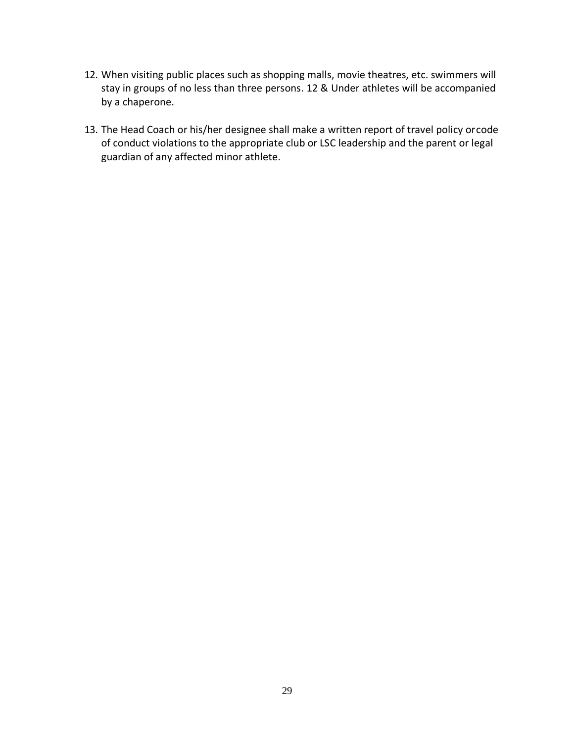12. When visiting public places such as shopping malls, movie theatres, etc. swimmers will stay in groups of no less than three persons. 12 & Under athletes will be accompanied by a chaperone.

13. The Head Coach or his/her designee shall make a written report of travel policy orcode of conduct violations to the appropriate club or LSC leadership and the parent or legal guardian of any affected minor athlete.